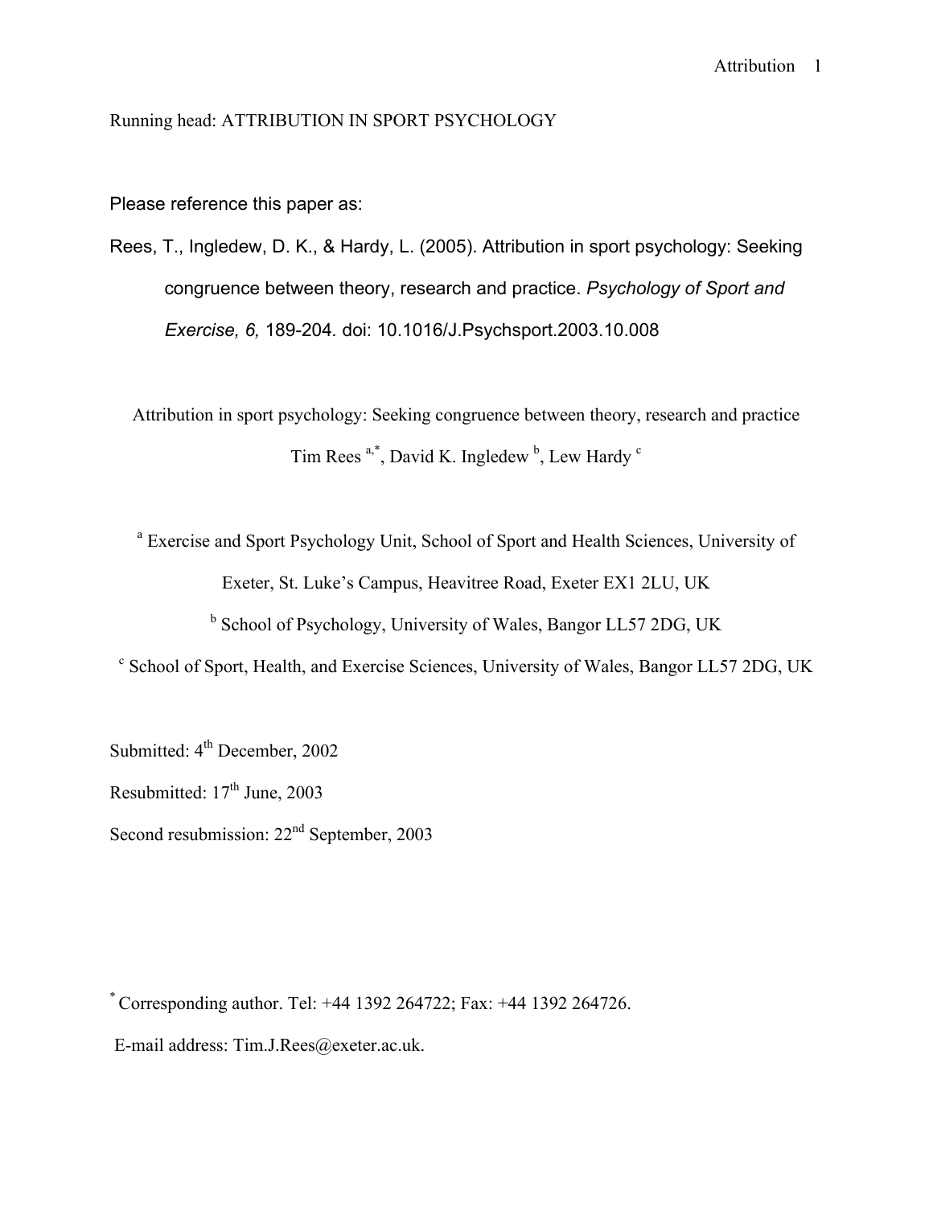Running head: ATTRIBUTION IN SPORT PSYCHOLOGY

Please reference this paper as:

Rees, T., Ingledew, D. K., & Hardy, L. (2005). Attribution in sport psychology: Seeking congruence between theory, research and practice. *Psychology of Sport and Exercise, 6,* 189-204. doi: 10.1016/J.Psychsport.2003.10.008

# Attribution in sport psychology: Seeking congruence between theory, research and practice

Tim Rees [a,*], David K. Ingledew [b], Lew Hardy [c]

[a] Exercise and Sport Psychology Unit, School of Sport and Health Sciences, University of Exeter, St. Luke's Campus, Heavitree Road, Exeter EX1 2LU, UK

[b] School of Psychology, University of Wales, Bangor LL57 2DG, UK

[c] School of Sport, Health, and Exercise Sciences, University of Wales, Bangor LL57 2DG, UK

Submitted: 4th December, 2002

Resubmitted: 17th June, 2003

Second resubmission: 22nd September, 2003

[*] Corresponding author. Tel: +44 1392 264722; Fax: +44 1392 264726.

E-mail address: Tim.J.Rees@exeter.ac.uk.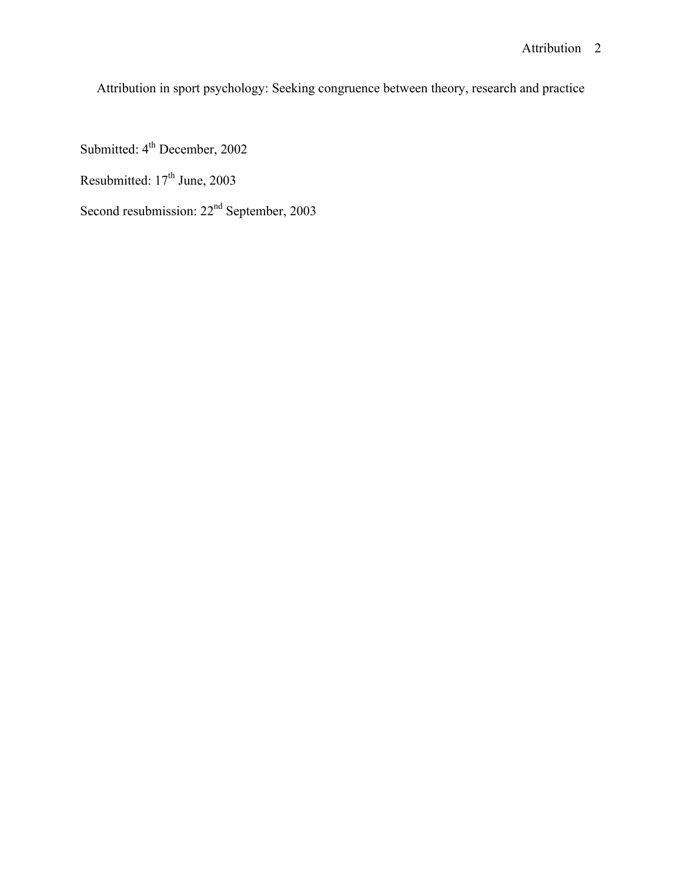# Attribution in sport psychology: Seeking congruence between theory, research and practice

Submitted: 4th December, 2002

Resubmitted: 17th June, 2003

Second resubmission: 22nd September, 2003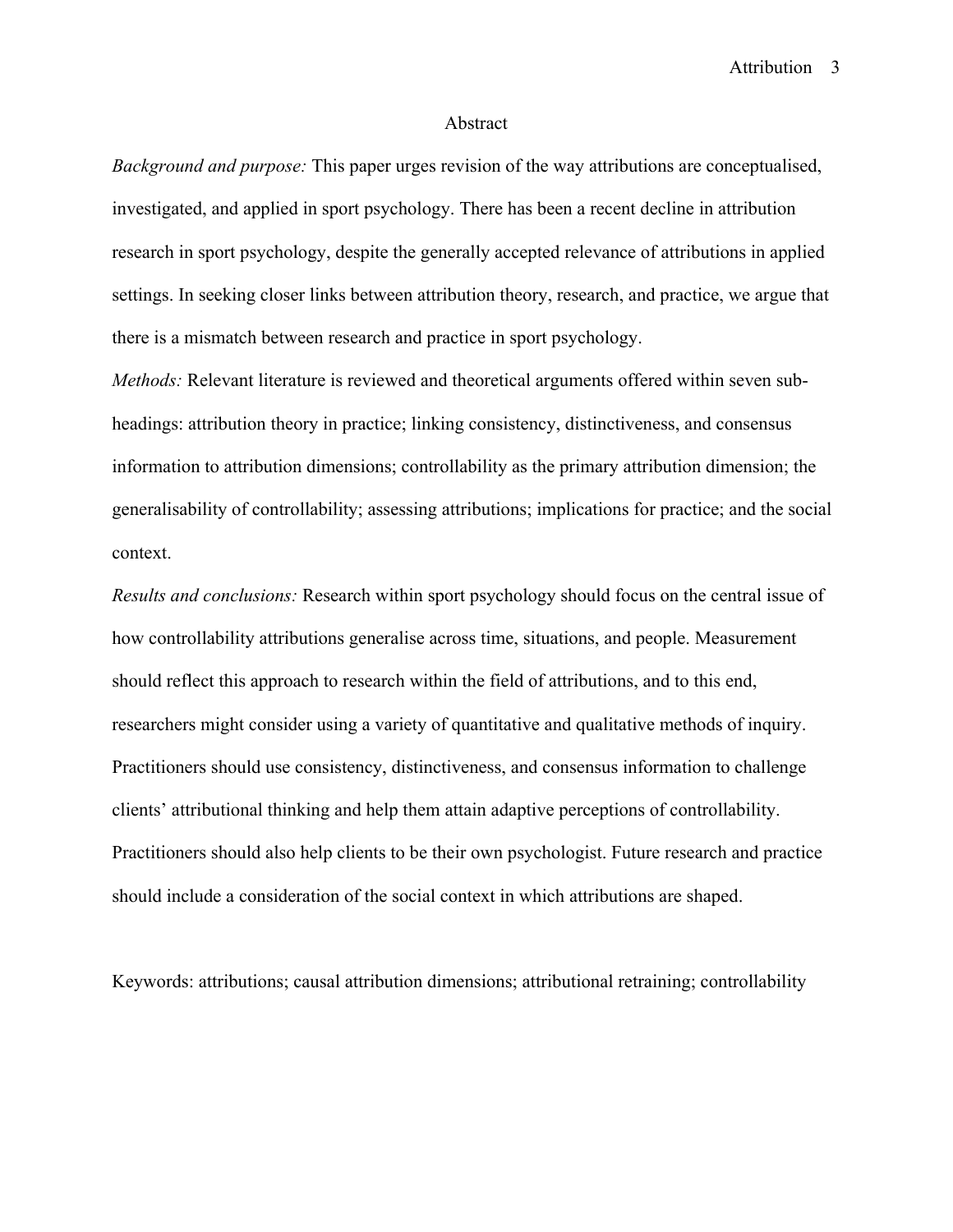## Abstract

*Background and purpose:* This paper urges revision of the way attributions are conceptualised, investigated, and applied in sport psychology. There has been a recent decline in attribution research in sport psychology, despite the generally accepted relevance of attributions in applied settings. In seeking closer links between attribution theory, research, and practice, we argue that there is a mismatch between research and practice in sport psychology.

*Methods:* Relevant literature is reviewed and theoretical arguments offered within seven sub-headings: attribution theory in practice; linking consistency, distinctiveness, and consensus information to attribution dimensions; controllability as the primary attribution dimension; the generalisability of controllability; assessing attributions; implications for practice; and the social context.

*Results and conclusions:* Research within sport psychology should focus on the central issue of how controllability attributions generalise across time, situations, and people. Measurement should reflect this approach to research within the field of attributions, and to this end, researchers might consider using a variety of quantitative and qualitative methods of inquiry. Practitioners should use consistency, distinctiveness, and consensus information to challenge clients' attributional thinking and help them attain adaptive perceptions of controllability. Practitioners should also help clients to be their own psychologist. Future research and practice should include a consideration of the social context in which attributions are shaped.

Keywords: attributions; causal attribution dimensions; attributional retraining; controllability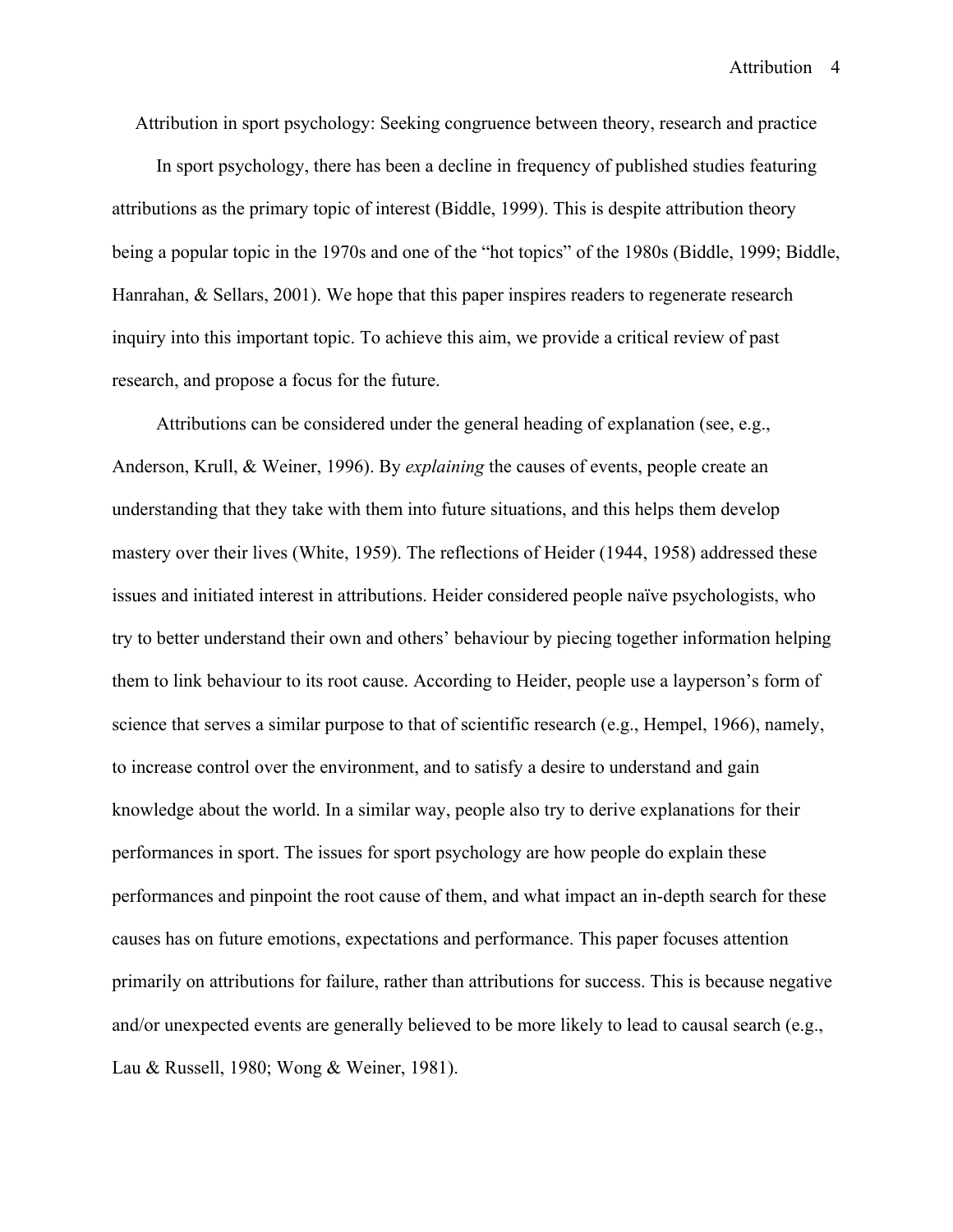# Attribution in sport psychology: Seeking congruence between theory, research and practice

In sport psychology, there has been a decline in frequency of published studies featuring attributions as the primary topic of interest (Biddle, 1999). This is despite attribution theory being a popular topic in the 1970s and one of the "hot topics" of the 1980s (Biddle, 1999; Biddle, Hanrahan, & Sellars, 2001). We hope that this paper inspires readers to regenerate research inquiry into this important topic. To achieve this aim, we provide a critical review of past research, and propose a focus for the future.

Attributions can be considered under the general heading of explanation (see, e.g., Anderson, Krull, & Weiner, 1996). By *explaining* the causes of events, people create an understanding that they take with them into future situations, and this helps them develop mastery over their lives (White, 1959). The reflections of Heider (1944, 1958) addressed these issues and initiated interest in attributions. Heider considered people naïve psychologists, who try to better understand their own and others' behaviour by piecing together information helping them to link behaviour to its root cause. According to Heider, people use a layperson's form of science that serves a similar purpose to that of scientific research (e.g., Hempel, 1966), namely, to increase control over the environment, and to satisfy a desire to understand and gain knowledge about the world. In a similar way, people also try to derive explanations for their performances in sport. The issues for sport psychology are how people do explain these performances and pinpoint the root cause of them, and what impact an in-depth search for these causes has on future emotions, expectations and performance. This paper focuses attention primarily on attributions for failure, rather than attributions for success. This is because negative and/or unexpected events are generally believed to be more likely to lead to causal search (e.g., Lau & Russell, 1980; Wong & Weiner, 1981).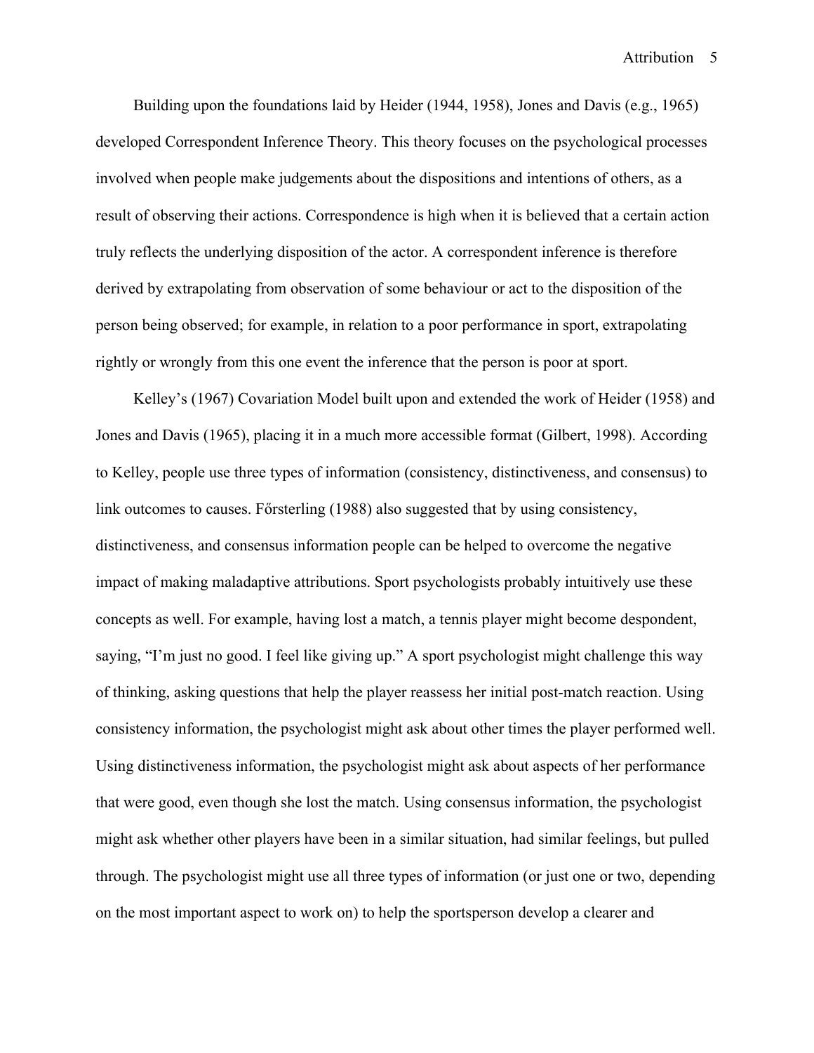Building upon the foundations laid by Heider (1944, 1958), Jones and Davis (e.g., 1965) developed Correspondent Inference Theory. This theory focuses on the psychological processes involved when people make judgements about the dispositions and intentions of others, as a result of observing their actions. Correspondence is high when it is believed that a certain action truly reflects the underlying disposition of the actor. A correspondent inference is therefore derived by extrapolating from observation of some behaviour or act to the disposition of the person being observed; for example, in relation to a poor performance in sport, extrapolating rightly or wrongly from this one event the inference that the person is poor at sport.

Kelley's (1967) Covariation Model built upon and extended the work of Heider (1958) and Jones and Davis (1965), placing it in a much more accessible format (Gilbert, 1998). According to Kelley, people use three types of information (consistency, distinctiveness, and consensus) to link outcomes to causes. Főrsterling (1988) also suggested that by using consistency, distinctiveness, and consensus information people can be helped to overcome the negative impact of making maladaptive attributions. Sport psychologists probably intuitively use these concepts as well. For example, having lost a match, a tennis player might become despondent, saying, "I'm just no good. I feel like giving up." A sport psychologist might challenge this way of thinking, asking questions that help the player reassess her initial post-match reaction. Using consistency information, the psychologist might ask about other times the player performed well. Using distinctiveness information, the psychologist might ask about aspects of her performance that were good, even though she lost the match. Using consensus information, the psychologist might ask whether other players have been in a similar situation, had similar feelings, but pulled through. The psychologist might use all three types of information (or just one or two, depending on the most important aspect to work on) to help the sportsperson develop a clearer and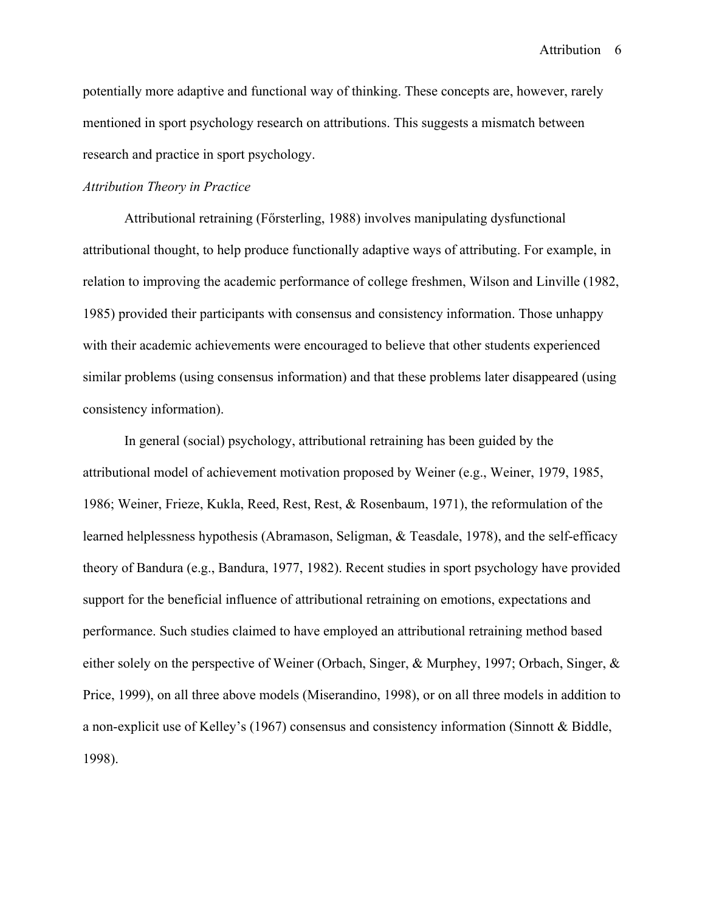potentially more adaptive and functional way of thinking. These concepts are, however, rarely mentioned in sport psychology research on attributions. This suggests a mismatch between research and practice in sport psychology.

*Attribution Theory in Practice*

Attributional retraining (Főrsterling, 1988) involves manipulating dysfunctional attributional thought, to help produce functionally adaptive ways of attributing. For example, in relation to improving the academic performance of college freshmen, Wilson and Linville (1982, 1985) provided their participants with consensus and consistency information. Those unhappy with their academic achievements were encouraged to believe that other students experienced similar problems (using consensus information) and that these problems later disappeared (using consistency information).

In general (social) psychology, attributional retraining has been guided by the attributional model of achievement motivation proposed by Weiner (e.g., Weiner, 1979, 1985, 1986; Weiner, Frieze, Kukla, Reed, Rest, Rest, & Rosenbaum, 1971), the reformulation of the learned helplessness hypothesis (Abramason, Seligman, & Teasdale, 1978), and the self-efficacy theory of Bandura (e.g., Bandura, 1977, 1982). Recent studies in sport psychology have provided support for the beneficial influence of attributional retraining on emotions, expectations and performance. Such studies claimed to have employed an attributional retraining method based either solely on the perspective of Weiner (Orbach, Singer, & Murphey, 1997; Orbach, Singer, & Price, 1999), on all three above models (Miserandino, 1998), or on all three models in addition to a non-explicit use of Kelley's (1967) consensus and consistency information (Sinnott & Biddle, 1998).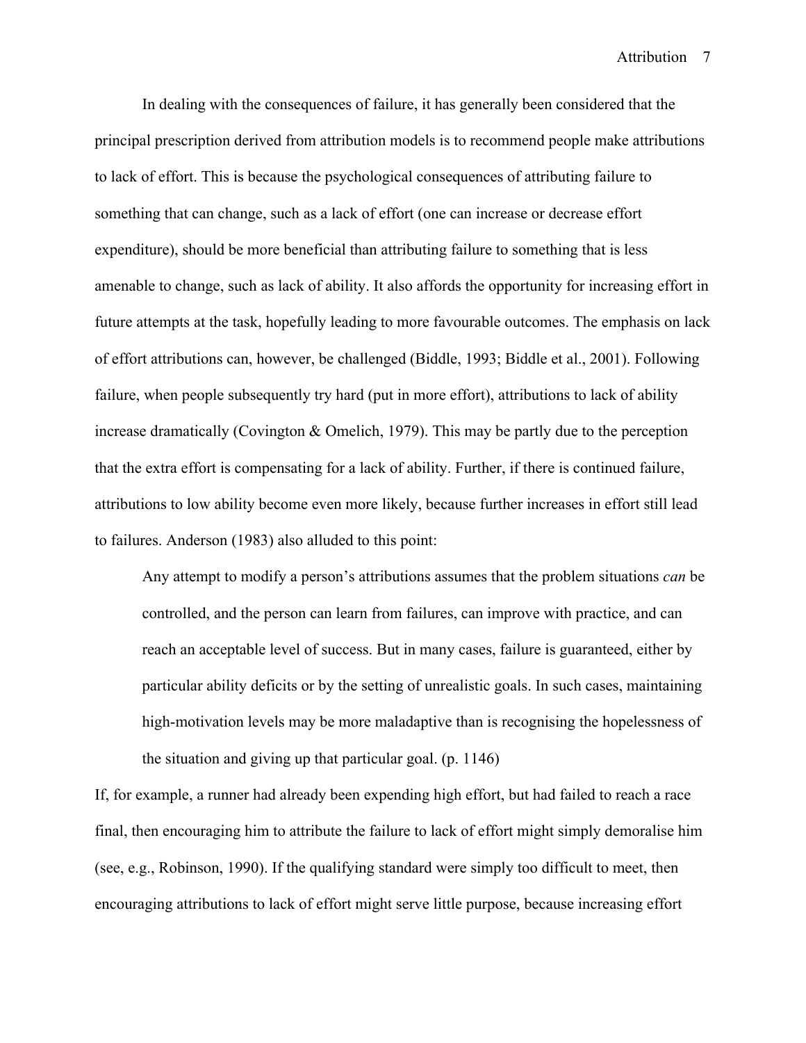In dealing with the consequences of failure, it has generally been considered that the principal prescription derived from attribution models is to recommend people make attributions to lack of effort. This is because the psychological consequences of attributing failure to something that can change, such as a lack of effort (one can increase or decrease effort expenditure), should be more beneficial than attributing failure to something that is less amenable to change, such as lack of ability. It also affords the opportunity for increasing effort in future attempts at the task, hopefully leading to more favourable outcomes. The emphasis on lack of effort attributions can, however, be challenged (Biddle, 1993; Biddle et al., 2001). Following failure, when people subsequently try hard (put in more effort), attributions to lack of ability increase dramatically (Covington & Omelich, 1979). This may be partly due to the perception that the extra effort is compensating for a lack of ability. Further, if there is continued failure, attributions to low ability become even more likely, because further increases in effort still lead to failures. Anderson (1983) also alluded to this point:

> Any attempt to modify a person's attributions assumes that the problem situations *can* be controlled, and the person can learn from failures, can improve with practice, and can reach an acceptable level of success. But in many cases, failure is guaranteed, either by particular ability deficits or by the setting of unrealistic goals. In such cases, maintaining high-motivation levels may be more maladaptive than is recognising the hopelessness of the situation and giving up that particular goal. (p. 1146)

If, for example, a runner had already been expending high effort, but had failed to reach a race final, then encouraging him to attribute the failure to lack of effort might simply demoralise him (see, e.g., Robinson, 1990). If the qualifying standard were simply too difficult to meet, then encouraging attributions to lack of effort might serve little purpose, because increasing effort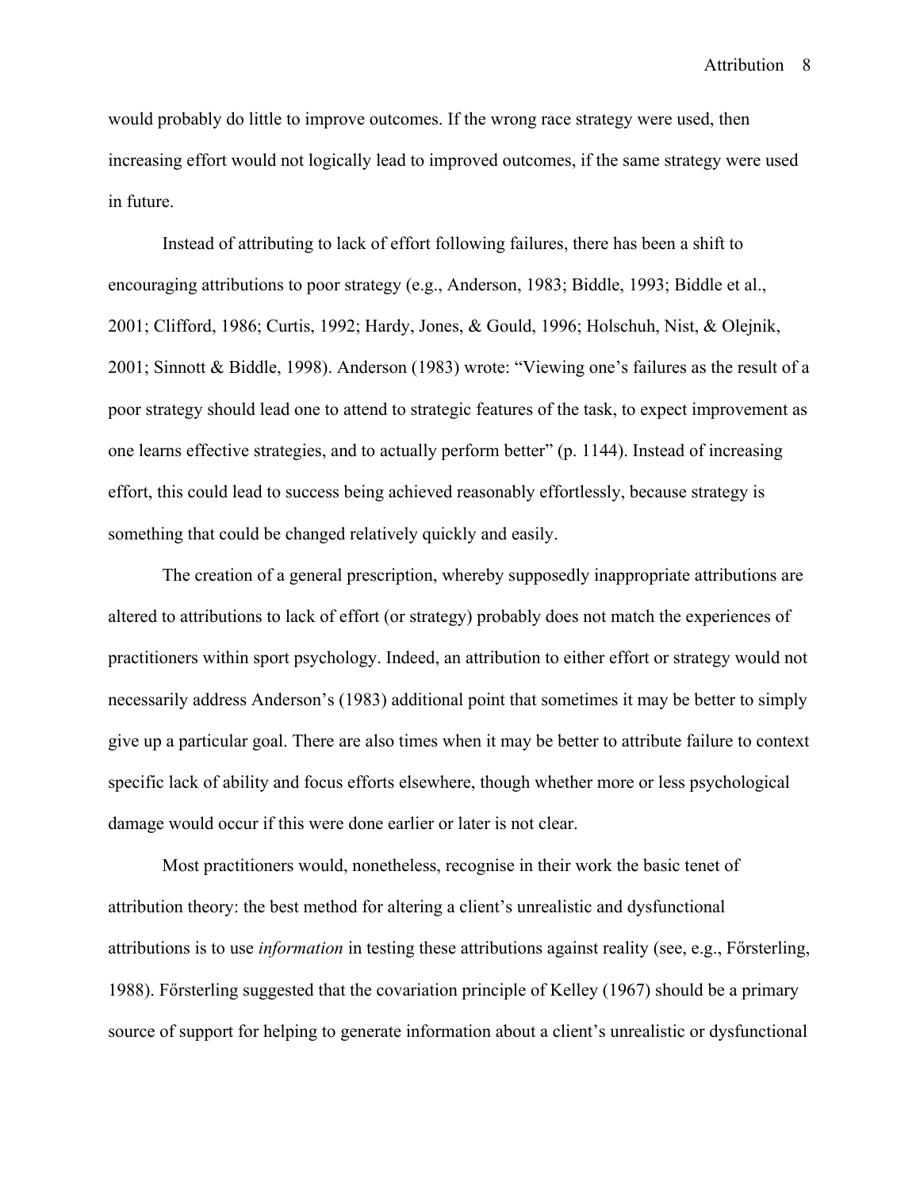would probably do little to improve outcomes. If the wrong race strategy were used, then increasing effort would not logically lead to improved outcomes, if the same strategy were used in future.

Instead of attributing to lack of effort following failures, there has been a shift to encouraging attributions to poor strategy (e.g., Anderson, 1983; Biddle, 1993; Biddle et al., 2001; Clifford, 1986; Curtis, 1992; Hardy, Jones, & Gould, 1996; Holschuh, Nist, & Olejnik, 2001; Sinnott & Biddle, 1998). Anderson (1983) wrote: "Viewing one's failures as the result of a poor strategy should lead one to attend to strategic features of the task, to expect improvement as one learns effective strategies, and to actually perform better" (p. 1144). Instead of increasing effort, this could lead to success being achieved reasonably effortlessly, because strategy is something that could be changed relatively quickly and easily.

The creation of a general prescription, whereby supposedly inappropriate attributions are altered to attributions to lack of effort (or strategy) probably does not match the experiences of practitioners within sport psychology. Indeed, an attribution to either effort or strategy would not necessarily address Anderson's (1983) additional point that sometimes it may be better to simply give up a particular goal. There are also times when it may be better to attribute failure to context specific lack of ability and focus efforts elsewhere, though whether more or less psychological damage would occur if this were done earlier or later is not clear.

Most practitioners would, nonetheless, recognise in their work the basic tenet of attribution theory: the best method for altering a client's unrealistic and dysfunctional attributions is to use *information* in testing these attributions against reality (see, e.g., Főrsterling, 1988). Főrsterling suggested that the covariation principle of Kelley (1967) should be a primary source of support for helping to generate information about a client's unrealistic or dysfunctional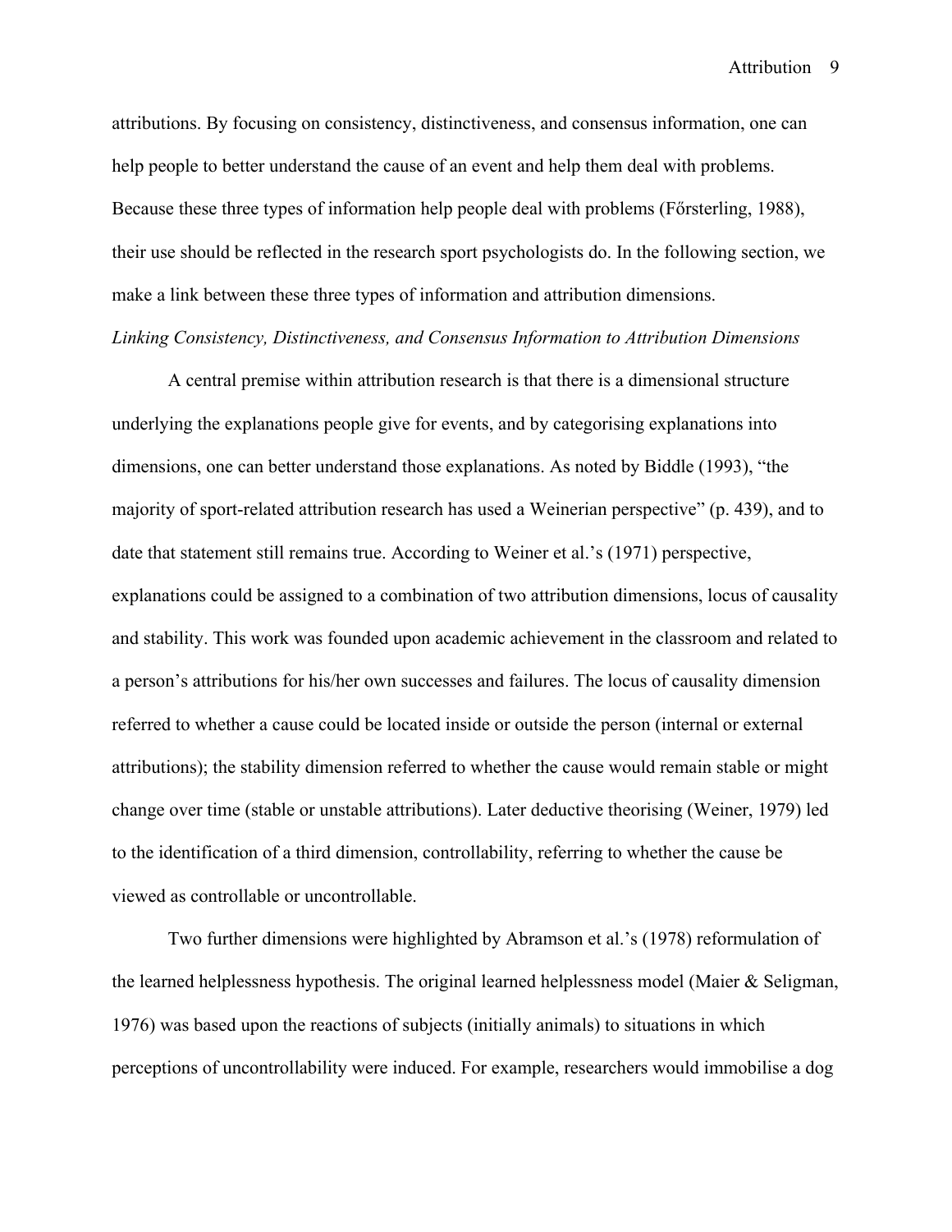attributions. By focusing on consistency, distinctiveness, and consensus information, one can help people to better understand the cause of an event and help them deal with problems. Because these three types of information help people deal with problems (Főrsterling, 1988), their use should be reflected in the research sport psychologists do. In the following section, we make a link between these three types of information and attribution dimensions.

*Linking Consistency, Distinctiveness, and Consensus Information to Attribution Dimensions*

A central premise within attribution research is that there is a dimensional structure underlying the explanations people give for events, and by categorising explanations into dimensions, one can better understand those explanations. As noted by Biddle (1993), "the majority of sport-related attribution research has used a Weinerian perspective" (p. 439), and to date that statement still remains true. According to Weiner et al.'s (1971) perspective, explanations could be assigned to a combination of two attribution dimensions, locus of causality and stability. This work was founded upon academic achievement in the classroom and related to a person's attributions for his/her own successes and failures. The locus of causality dimension referred to whether a cause could be located inside or outside the person (internal or external attributions); the stability dimension referred to whether the cause would remain stable or might change over time (stable or unstable attributions). Later deductive theorising (Weiner, 1979) led to the identification of a third dimension, controllability, referring to whether the cause be viewed as controllable or uncontrollable.

Two further dimensions were highlighted by Abramson et al.'s (1978) reformulation of the learned helplessness hypothesis. The original learned helplessness model (Maier & Seligman, 1976) was based upon the reactions of subjects (initially animals) to situations in which perceptions of uncontrollability were induced. For example, researchers would immobilise a dog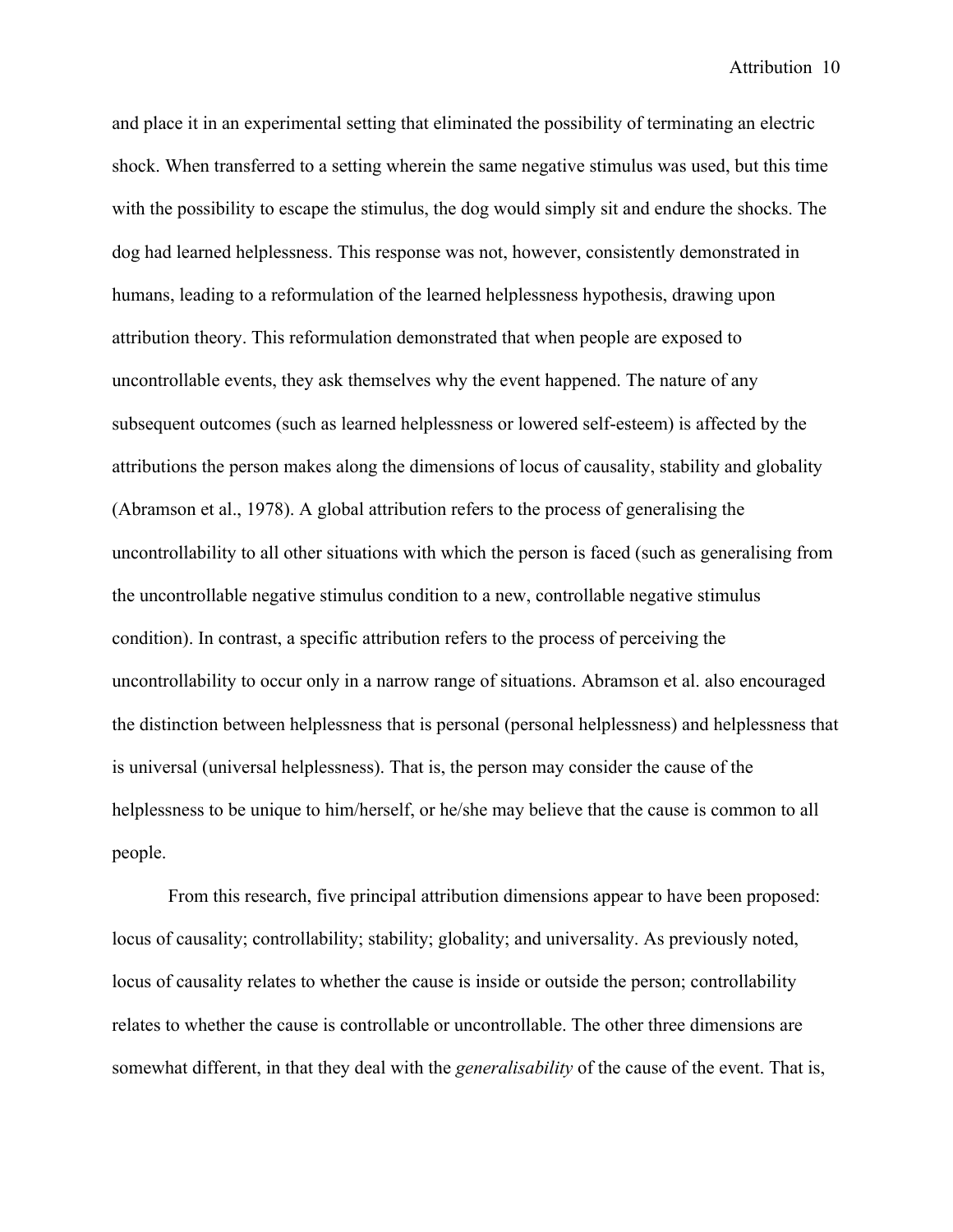and place it in an experimental setting that eliminated the possibility of terminating an electric shock. When transferred to a setting wherein the same negative stimulus was used, but this time with the possibility to escape the stimulus, the dog would simply sit and endure the shocks. The dog had learned helplessness. This response was not, however, consistently demonstrated in humans, leading to a reformulation of the learned helplessness hypothesis, drawing upon attribution theory. This reformulation demonstrated that when people are exposed to uncontrollable events, they ask themselves why the event happened. The nature of any subsequent outcomes (such as learned helplessness or lowered self-esteem) is affected by the attributions the person makes along the dimensions of locus of causality, stability and globality (Abramson et al., 1978). A global attribution refers to the process of generalising the uncontrollability to all other situations with which the person is faced (such as generalising from the uncontrollable negative stimulus condition to a new, controllable negative stimulus condition). In contrast, a specific attribution refers to the process of perceiving the uncontrollability to occur only in a narrow range of situations. Abramson et al. also encouraged the distinction between helplessness that is personal (personal helplessness) and helplessness that is universal (universal helplessness). That is, the person may consider the cause of the helplessness to be unique to him/herself, or he/she may believe that the cause is common to all people.

From this research, five principal attribution dimensions appear to have been proposed: locus of causality; controllability; stability; globality; and universality. As previously noted, locus of causality relates to whether the cause is inside or outside the person; controllability relates to whether the cause is controllable or uncontrollable. The other three dimensions are somewhat different, in that they deal with the *generalisability* of the cause of the event. That is,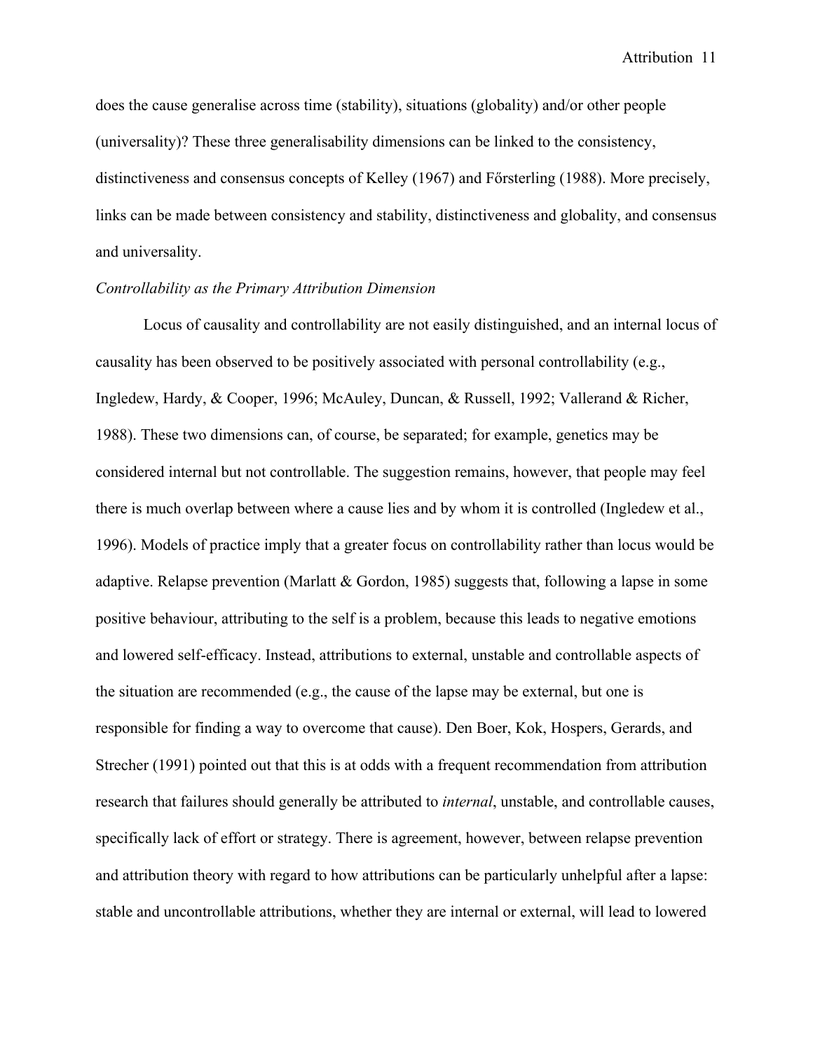does the cause generalise across time (stability), situations (globality) and/or other people (universality)? These three generalisability dimensions can be linked to the consistency, distinctiveness and consensus concepts of Kelley (1967) and Főrsterling (1988). More precisely, links can be made between consistency and stability, distinctiveness and globality, and consensus and universality.

*Controllability as the Primary Attribution Dimension*

Locus of causality and controllability are not easily distinguished, and an internal locus of causality has been observed to be positively associated with personal controllability (e.g., Ingledew, Hardy, & Cooper, 1996; McAuley, Duncan, & Russell, 1992; Vallerand & Richer, 1988). These two dimensions can, of course, be separated; for example, genetics may be considered internal but not controllable. The suggestion remains, however, that people may feel there is much overlap between where a cause lies and by whom it is controlled (Ingledew et al., 1996). Models of practice imply that a greater focus on controllability rather than locus would be adaptive. Relapse prevention (Marlatt & Gordon, 1985) suggests that, following a lapse in some positive behaviour, attributing to the self is a problem, because this leads to negative emotions and lowered self-efficacy. Instead, attributions to external, unstable and controllable aspects of the situation are recommended (e.g., the cause of the lapse may be external, but one is responsible for finding a way to overcome that cause). Den Boer, Kok, Hospers, Gerards, and Strecher (1991) pointed out that this is at odds with a frequent recommendation from attribution research that failures should generally be attributed to *internal*, unstable, and controllable causes, specifically lack of effort or strategy. There is agreement, however, between relapse prevention and attribution theory with regard to how attributions can be particularly unhelpful after a lapse: stable and uncontrollable attributions, whether they are internal or external, will lead to lowered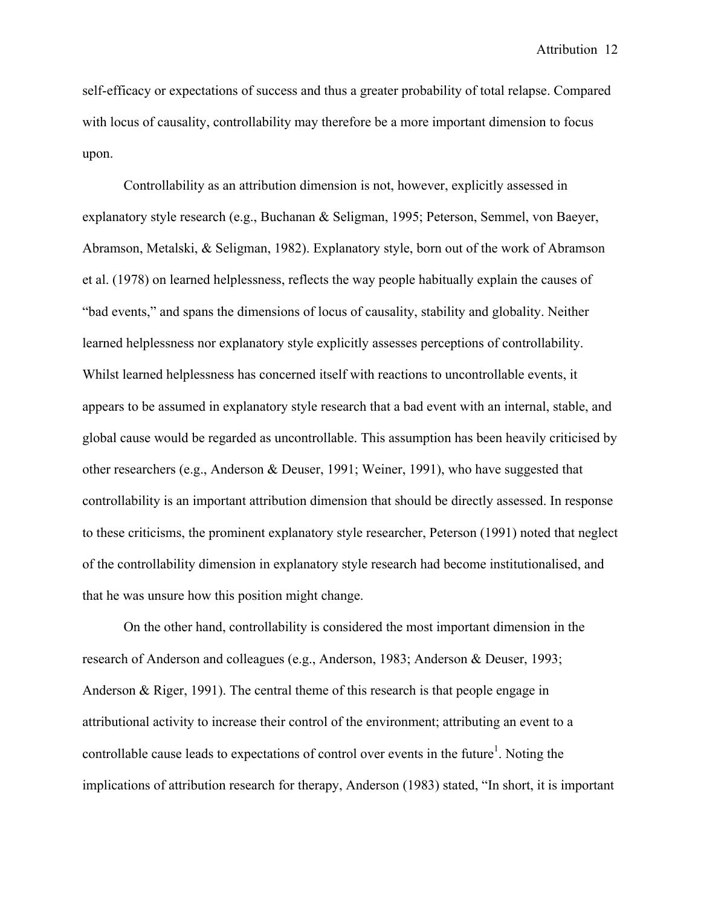self-efficacy or expectations of success and thus a greater probability of total relapse. Compared with locus of causality, controllability may therefore be a more important dimension to focus upon.

Controllability as an attribution dimension is not, however, explicitly assessed in explanatory style research (e.g., Buchanan & Seligman, 1995; Peterson, Semmel, von Baeyer, Abramson, Metalski, & Seligman, 1982). Explanatory style, born out of the work of Abramson et al. (1978) on learned helplessness, reflects the way people habitually explain the causes of "bad events," and spans the dimensions of locus of causality, stability and globality. Neither learned helplessness nor explanatory style explicitly assesses perceptions of controllability. Whilst learned helplessness has concerned itself with reactions to uncontrollable events, it appears to be assumed in explanatory style research that a bad event with an internal, stable, and global cause would be regarded as uncontrollable. This assumption has been heavily criticised by other researchers (e.g., Anderson & Deuser, 1991; Weiner, 1991), who have suggested that controllability is an important attribution dimension that should be directly assessed. In response to these criticisms, the prominent explanatory style researcher, Peterson (1991) noted that neglect of the controllability dimension in explanatory style research had become institutionalised, and that he was unsure how this position might change.

On the other hand, controllability is considered the most important dimension in the research of Anderson and colleagues (e.g., Anderson, 1983; Anderson & Deuser, 1993; Anderson & Riger, 1991). The central theme of this research is that people engage in attributional activity to increase their control of the environment; attributing an event to a controllable cause leads to expectations of control over events in the future[1]. Noting the implications of attribution research for therapy, Anderson (1983) stated, "In short, it is important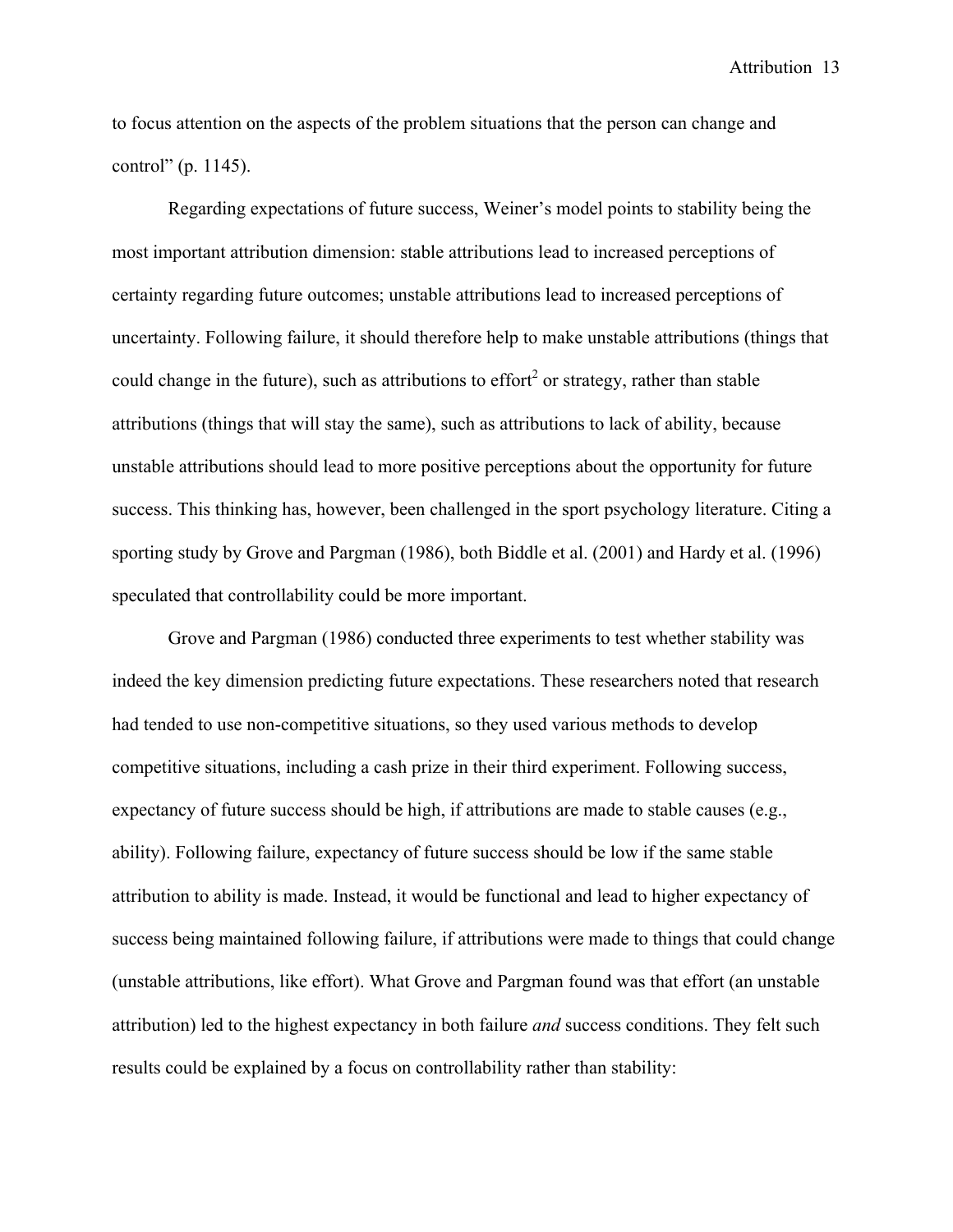to focus attention on the aspects of the problem situations that the person can change and control" (p. 1145).

Regarding expectations of future success, Weiner's model points to stability being the most important attribution dimension: stable attributions lead to increased perceptions of certainty regarding future outcomes; unstable attributions lead to increased perceptions of uncertainty. Following failure, it should therefore help to make unstable attributions (things that could change in the future), such as attributions to effort[2] or strategy, rather than stable attributions (things that will stay the same), such as attributions to lack of ability, because unstable attributions should lead to more positive perceptions about the opportunity for future success. This thinking has, however, been challenged in the sport psychology literature. Citing a sporting study by Grove and Pargman (1986), both Biddle et al. (2001) and Hardy et al. (1996) speculated that controllability could be more important.

Grove and Pargman (1986) conducted three experiments to test whether stability was indeed the key dimension predicting future expectations. These researchers noted that research had tended to use non-competitive situations, so they used various methods to develop competitive situations, including a cash prize in their third experiment. Following success, expectancy of future success should be high, if attributions are made to stable causes (e.g., ability). Following failure, expectancy of future success should be low if the same stable attribution to ability is made. Instead, it would be functional and lead to higher expectancy of success being maintained following failure, if attributions were made to things that could change (unstable attributions, like effort). What Grove and Pargman found was that effort (an unstable attribution) led to the highest expectancy in both failure *and* success conditions. They felt such results could be explained by a focus on controllability rather than stability: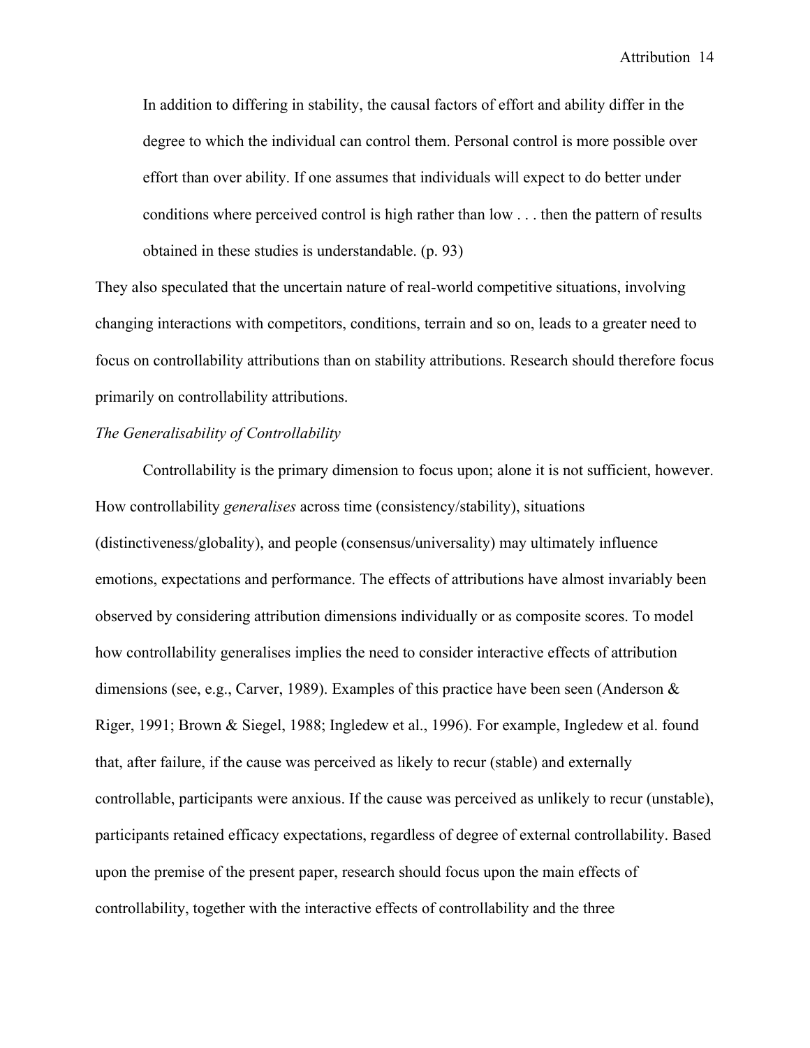> In addition to differing in stability, the causal factors of effort and ability differ in the degree to which the individual can control them. Personal control is more possible over effort than over ability. If one assumes that individuals will expect to do better under conditions where perceived control is high rather than low . . . then the pattern of results obtained in these studies is understandable. (p. 93)

They also speculated that the uncertain nature of real-world competitive situations, involving changing interactions with competitors, conditions, terrain and so on, leads to a greater need to focus on controllability attributions than on stability attributions. Research should therefore focus primarily on controllability attributions.

*The Generalisability of Controllability*

Controllability is the primary dimension to focus upon; alone it is not sufficient, however. How controllability *generalises* across time (consistency/stability), situations (distinctiveness/globality), and people (consensus/universality) may ultimately influence emotions, expectations and performance. The effects of attributions have almost invariably been observed by considering attribution dimensions individually or as composite scores. To model how controllability generalises implies the need to consider interactive effects of attribution dimensions (see, e.g., Carver, 1989). Examples of this practice have been seen (Anderson & Riger, 1991; Brown & Siegel, 1988; Ingledew et al., 1996). For example, Ingledew et al. found that, after failure, if the cause was perceived as likely to recur (stable) and externally controllable, participants were anxious. If the cause was perceived as unlikely to recur (unstable), participants retained efficacy expectations, regardless of degree of external controllability. Based upon the premise of the present paper, research should focus upon the main effects of controllability, together with the interactive effects of controllability and the three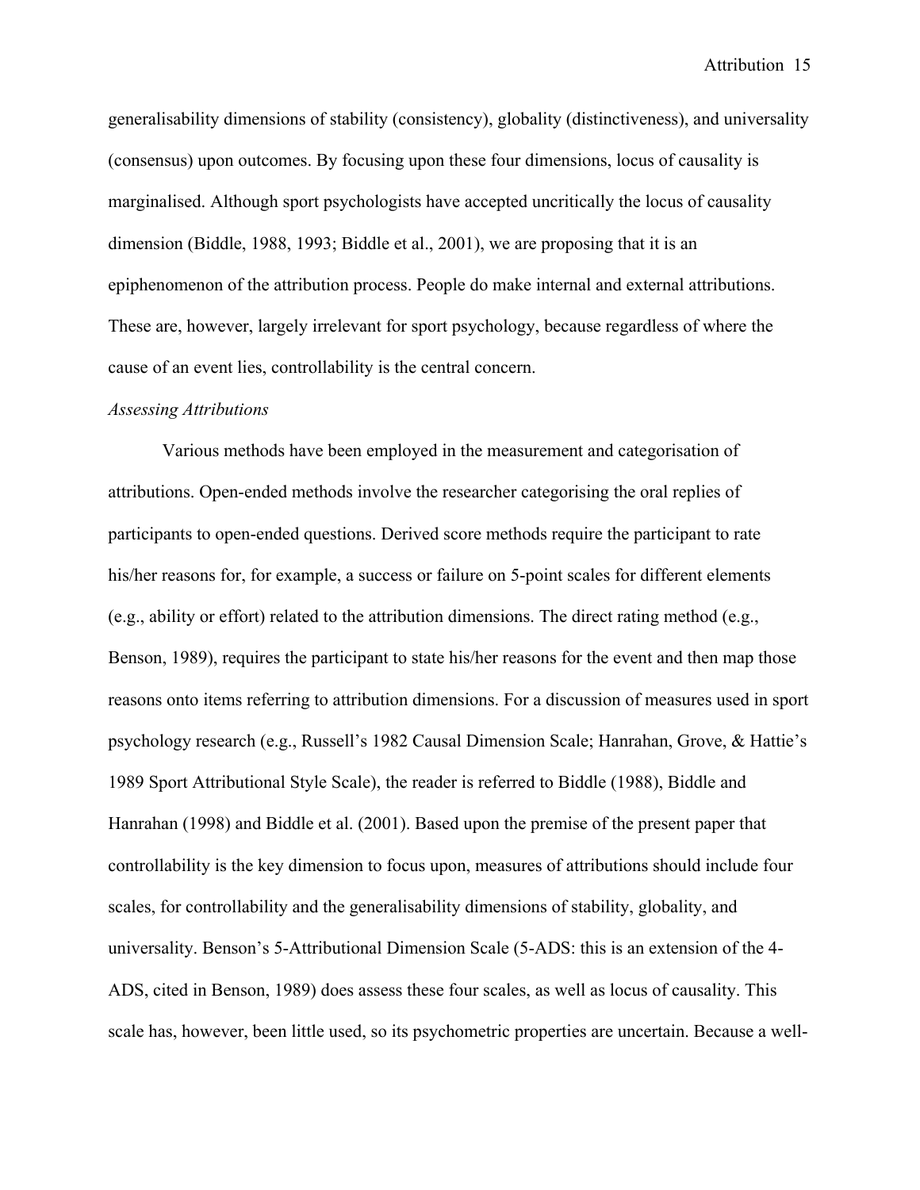generalisability dimensions of stability (consistency), globality (distinctiveness), and universality (consensus) upon outcomes. By focusing upon these four dimensions, locus of causality is marginalised. Although sport psychologists have accepted uncritically the locus of causality dimension (Biddle, 1988, 1993; Biddle et al., 2001), we are proposing that it is an epiphenomenon of the attribution process. People do make internal and external attributions. These are, however, largely irrelevant for sport psychology, because regardless of where the cause of an event lies, controllability is the central concern.

*Assessing Attributions*

Various methods have been employed in the measurement and categorisation of attributions. Open-ended methods involve the researcher categorising the oral replies of participants to open-ended questions. Derived score methods require the participant to rate his/her reasons for, for example, a success or failure on 5-point scales for different elements (e.g., ability or effort) related to the attribution dimensions. The direct rating method (e.g., Benson, 1989), requires the participant to state his/her reasons for the event and then map those reasons onto items referring to attribution dimensions. For a discussion of measures used in sport psychology research (e.g., Russell's 1982 Causal Dimension Scale; Hanrahan, Grove, & Hattie's 1989 Sport Attributional Style Scale), the reader is referred to Biddle (1988), Biddle and Hanrahan (1998) and Biddle et al. (2001). Based upon the premise of the present paper that controllability is the key dimension to focus upon, measures of attributions should include four scales, for controllability and the generalisability dimensions of stability, globality, and universality. Benson's 5-Attributional Dimension Scale (5-ADS: this is an extension of the 4-ADS, cited in Benson, 1989) does assess these four scales, as well as locus of causality. This scale has, however, been little used, so its psychometric properties are uncertain. Because a well-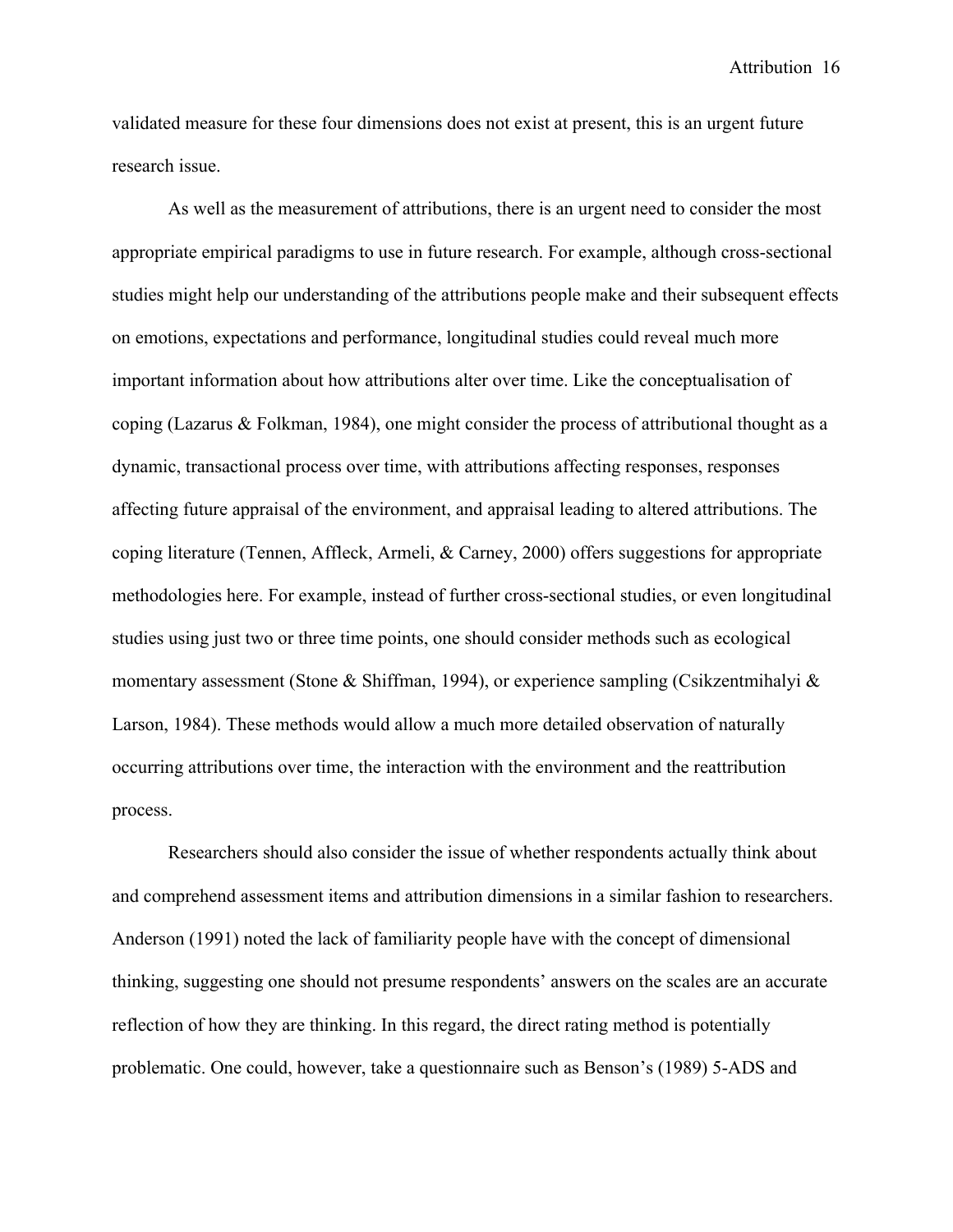validated measure for these four dimensions does not exist at present, this is an urgent future research issue.

As well as the measurement of attributions, there is an urgent need to consider the most appropriate empirical paradigms to use in future research. For example, although cross-sectional studies might help our understanding of the attributions people make and their subsequent effects on emotions, expectations and performance, longitudinal studies could reveal much more important information about how attributions alter over time. Like the conceptualisation of coping (Lazarus & Folkman, 1984), one might consider the process of attributional thought as a dynamic, transactional process over time, with attributions affecting responses, responses affecting future appraisal of the environment, and appraisal leading to altered attributions. The coping literature (Tennen, Affleck, Armeli, & Carney, 2000) offers suggestions for appropriate methodologies here. For example, instead of further cross-sectional studies, or even longitudinal studies using just two or three time points, one should consider methods such as ecological momentary assessment (Stone & Shiffman, 1994), or experience sampling (Csikzentmihalyi & Larson, 1984). These methods would allow a much more detailed observation of naturally occurring attributions over time, the interaction with the environment and the reattribution process.

Researchers should also consider the issue of whether respondents actually think about and comprehend assessment items and attribution dimensions in a similar fashion to researchers. Anderson (1991) noted the lack of familiarity people have with the concept of dimensional thinking, suggesting one should not presume respondents' answers on the scales are an accurate reflection of how they are thinking. In this regard, the direct rating method is potentially problematic. One could, however, take a questionnaire such as Benson's (1989) 5-ADS and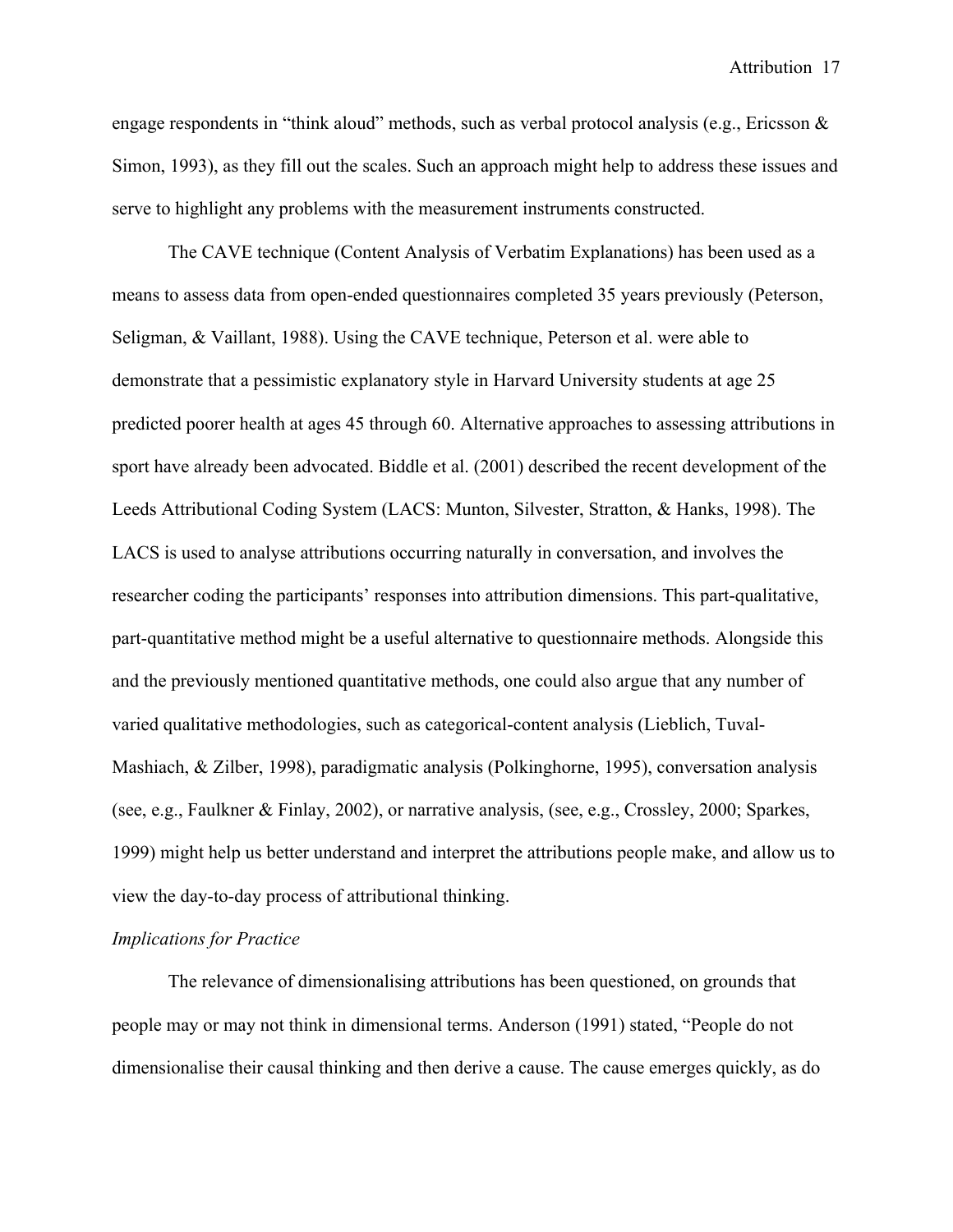engage respondents in "think aloud" methods, such as verbal protocol analysis (e.g., Ericsson & Simon, 1993), as they fill out the scales. Such an approach might help to address these issues and serve to highlight any problems with the measurement instruments constructed.

The CAVE technique (Content Analysis of Verbatim Explanations) has been used as a means to assess data from open-ended questionnaires completed 35 years previously (Peterson, Seligman, & Vaillant, 1988). Using the CAVE technique, Peterson et al. were able to demonstrate that a pessimistic explanatory style in Harvard University students at age 25 predicted poorer health at ages 45 through 60. Alternative approaches to assessing attributions in sport have already been advocated. Biddle et al. (2001) described the recent development of the Leeds Attributional Coding System (LACS: Munton, Silvester, Stratton, & Hanks, 1998). The LACS is used to analyse attributions occurring naturally in conversation, and involves the researcher coding the participants' responses into attribution dimensions. This part-qualitative, part-quantitative method might be a useful alternative to questionnaire methods. Alongside this and the previously mentioned quantitative methods, one could also argue that any number of varied qualitative methodologies, such as categorical-content analysis (Lieblich, Tuval-Mashiach, & Zilber, 1998), paradigmatic analysis (Polkinghorne, 1995), conversation analysis (see, e.g., Faulkner & Finlay, 2002), or narrative analysis, (see, e.g., Crossley, 2000; Sparkes, 1999) might help us better understand and interpret the attributions people make, and allow us to view the day-to-day process of attributional thinking.

*Implications for Practice*

The relevance of dimensionalising attributions has been questioned, on grounds that people may or may not think in dimensional terms. Anderson (1991) stated, "People do not dimensionalise their causal thinking and then derive a cause. The cause emerges quickly, as do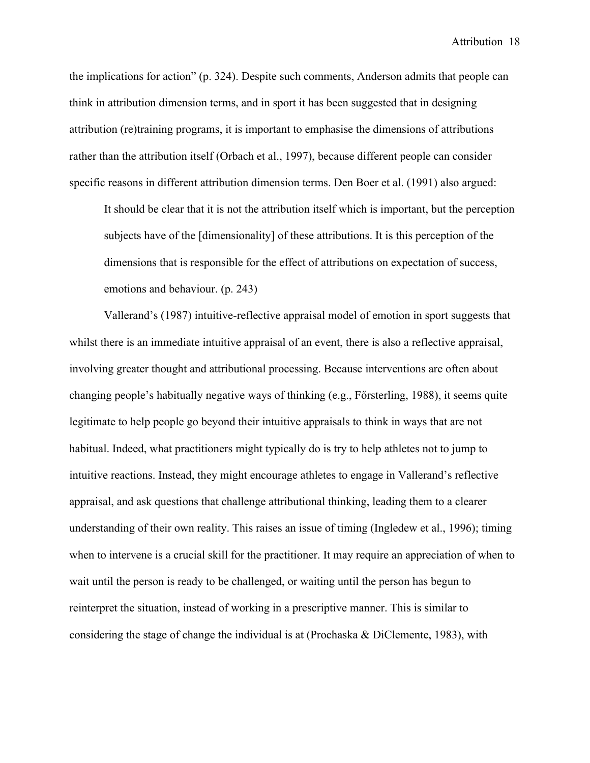the implications for action" (p. 324). Despite such comments, Anderson admits that people can think in attribution dimension terms, and in sport it has been suggested that in designing attribution (re)training programs, it is important to emphasise the dimensions of attributions rather than the attribution itself (Orbach et al., 1997), because different people can consider specific reasons in different attribution dimension terms. Den Boer et al. (1991) also argued:

> It should be clear that it is not the attribution itself which is important, but the perception subjects have of the [dimensionality] of these attributions. It is this perception of the dimensions that is responsible for the effect of attributions on expectation of success, emotions and behaviour. (p. 243)

Vallerand's (1987) intuitive-reflective appraisal model of emotion in sport suggests that whilst there is an immediate intuitive appraisal of an event, there is also a reflective appraisal, involving greater thought and attributional processing. Because interventions are often about changing people's habitually negative ways of thinking (e.g., Főrsterling, 1988), it seems quite legitimate to help people go beyond their intuitive appraisals to think in ways that are not habitual. Indeed, what practitioners might typically do is try to help athletes not to jump to intuitive reactions. Instead, they might encourage athletes to engage in Vallerand's reflective appraisal, and ask questions that challenge attributional thinking, leading them to a clearer understanding of their own reality. This raises an issue of timing (Ingledew et al., 1996); timing when to intervene is a crucial skill for the practitioner. It may require an appreciation of when to wait until the person is ready to be challenged, or waiting until the person has begun to reinterpret the situation, instead of working in a prescriptive manner. This is similar to considering the stage of change the individual is at (Prochaska & DiClemente, 1983), with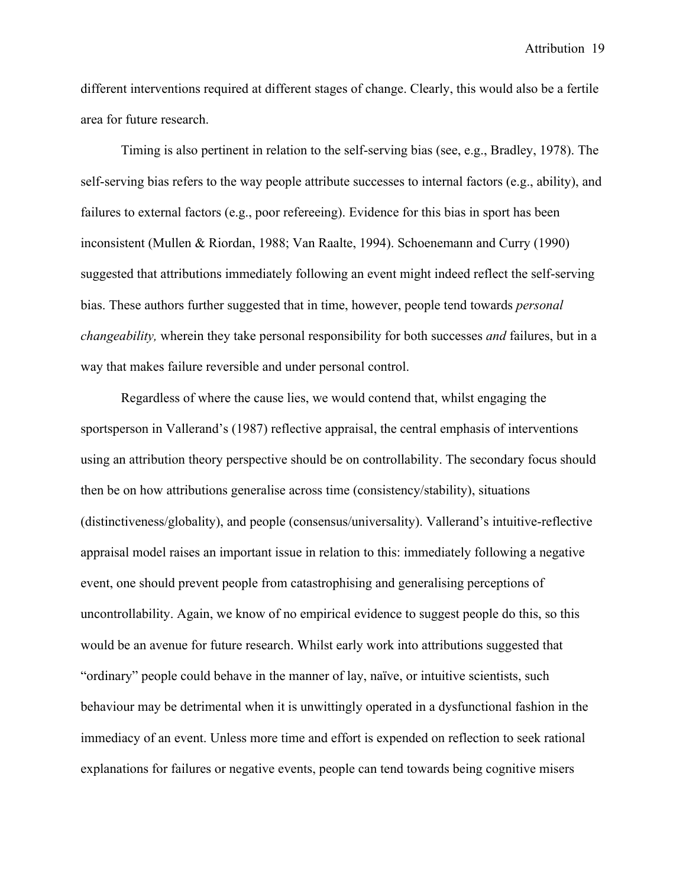different interventions required at different stages of change. Clearly, this would also be a fertile area for future research.

Timing is also pertinent in relation to the self-serving bias (see, e.g., Bradley, 1978). The self-serving bias refers to the way people attribute successes to internal factors (e.g., ability), and failures to external factors (e.g., poor refereeing). Evidence for this bias in sport has been inconsistent (Mullen & Riordan, 1988; Van Raalte, 1994). Schoenemann and Curry (1990) suggested that attributions immediately following an event might indeed reflect the self-serving bias. These authors further suggested that in time, however, people tend towards *personal changeability,* wherein they take personal responsibility for both successes *and* failures, but in a way that makes failure reversible and under personal control.

Regardless of where the cause lies, we would contend that, whilst engaging the sportsperson in Vallerand's (1987) reflective appraisal, the central emphasis of interventions using an attribution theory perspective should be on controllability. The secondary focus should then be on how attributions generalise across time (consistency/stability), situations (distinctiveness/globality), and people (consensus/universality). Vallerand's intuitive-reflective appraisal model raises an important issue in relation to this: immediately following a negative event, one should prevent people from catastrophising and generalising perceptions of uncontrollability. Again, we know of no empirical evidence to suggest people do this, so this would be an avenue for future research. Whilst early work into attributions suggested that "ordinary" people could behave in the manner of lay, naïve, or intuitive scientists, such behaviour may be detrimental when it is unwittingly operated in a dysfunctional fashion in the immediacy of an event. Unless more time and effort is expended on reflection to seek rational explanations for failures or negative events, people can tend towards being cognitive misers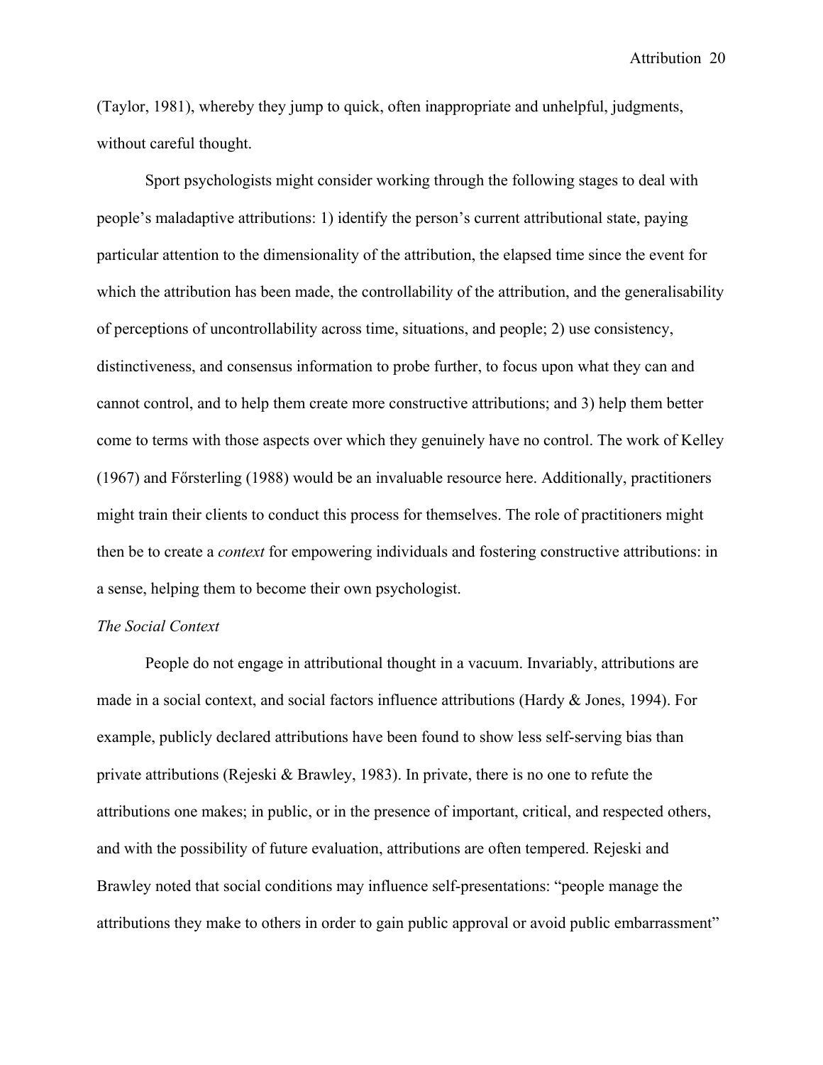(Taylor, 1981), whereby they jump to quick, often inappropriate and unhelpful, judgments, without careful thought.

Sport psychologists might consider working through the following stages to deal with people's maladaptive attributions: 1) identify the person's current attributional state, paying particular attention to the dimensionality of the attribution, the elapsed time since the event for which the attribution has been made, the controllability of the attribution, and the generalisability of perceptions of uncontrollability across time, situations, and people; 2) use consistency, distinctiveness, and consensus information to probe further, to focus upon what they can and cannot control, and to help them create more constructive attributions; and 3) help them better come to terms with those aspects over which they genuinely have no control. The work of Kelley (1967) and Főrsterling (1988) would be an invaluable resource here. Additionally, practitioners might train their clients to conduct this process for themselves. The role of practitioners might then be to create a *context* for empowering individuals and fostering constructive attributions: in a sense, helping them to become their own psychologist.

*The Social Context*

People do not engage in attributional thought in a vacuum. Invariably, attributions are made in a social context, and social factors influence attributions (Hardy & Jones, 1994). For example, publicly declared attributions have been found to show less self-serving bias than private attributions (Rejeski & Brawley, 1983). In private, there is no one to refute the attributions one makes; in public, or in the presence of important, critical, and respected others, and with the possibility of future evaluation, attributions are often tempered. Rejeski and Brawley noted that social conditions may influence self-presentations: "people manage the attributions they make to others in order to gain public approval or avoid public embarrassment"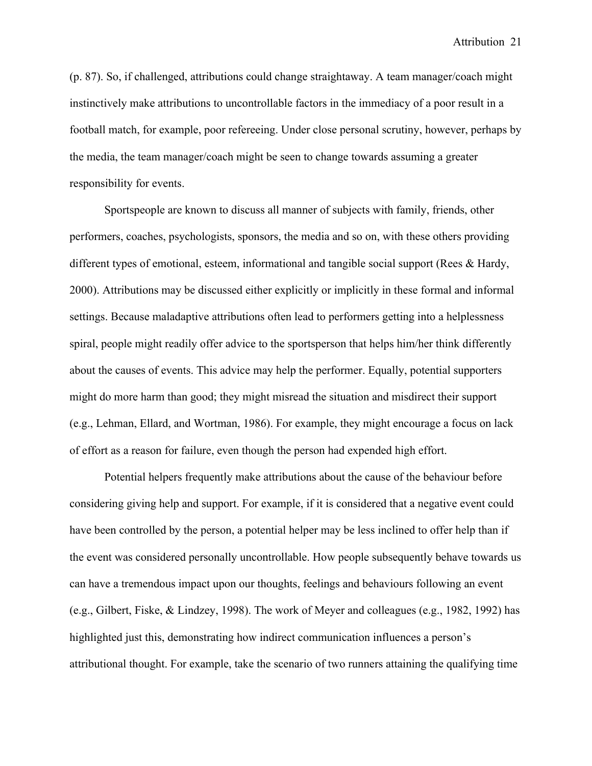(p. 87). So, if challenged, attributions could change straightaway. A team manager/coach might instinctively make attributions to uncontrollable factors in the immediacy of a poor result in a football match, for example, poor refereeing. Under close personal scrutiny, however, perhaps by the media, the team manager/coach might be seen to change towards assuming a greater responsibility for events.

Sportspeople are known to discuss all manner of subjects with family, friends, other performers, coaches, psychologists, sponsors, the media and so on, with these others providing different types of emotional, esteem, informational and tangible social support (Rees & Hardy, 2000). Attributions may be discussed either explicitly or implicitly in these formal and informal settings. Because maladaptive attributions often lead to performers getting into a helplessness spiral, people might readily offer advice to the sportsperson that helps him/her think differently about the causes of events. This advice may help the performer. Equally, potential supporters might do more harm than good; they might misread the situation and misdirect their support (e.g., Lehman, Ellard, and Wortman, 1986). For example, they might encourage a focus on lack of effort as a reason for failure, even though the person had expended high effort.

Potential helpers frequently make attributions about the cause of the behaviour before considering giving help and support. For example, if it is considered that a negative event could have been controlled by the person, a potential helper may be less inclined to offer help than if the event was considered personally uncontrollable. How people subsequently behave towards us can have a tremendous impact upon our thoughts, feelings and behaviours following an event (e.g., Gilbert, Fiske, & Lindzey, 1998). The work of Meyer and colleagues (e.g., 1982, 1992) has highlighted just this, demonstrating how indirect communication influences a person's attributional thought. For example, take the scenario of two runners attaining the qualifying time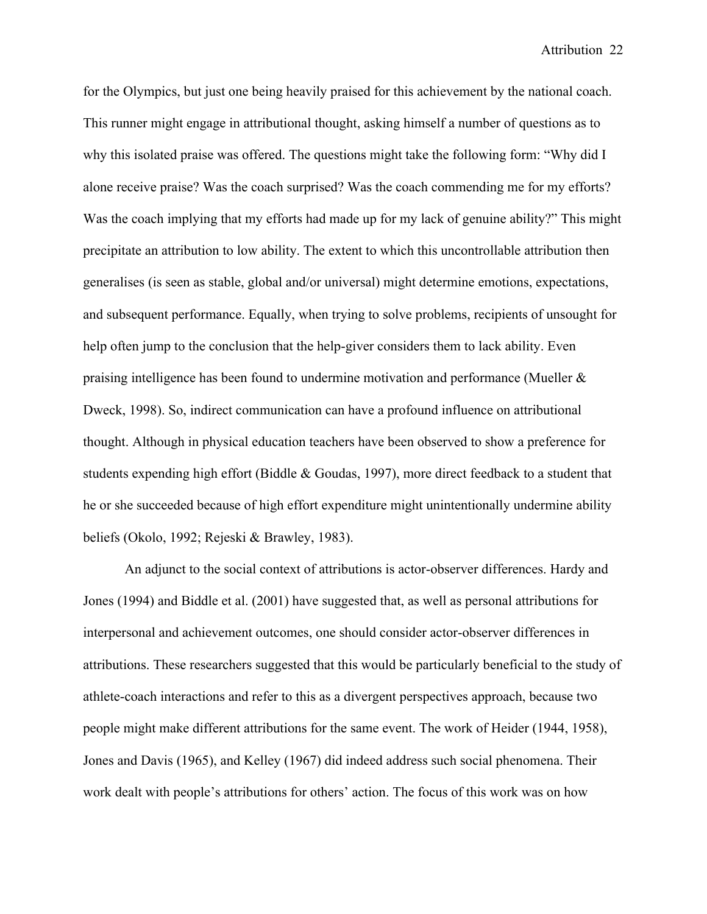for the Olympics, but just one being heavily praised for this achievement by the national coach. This runner might engage in attributional thought, asking himself a number of questions as to why this isolated praise was offered. The questions might take the following form: “Why did I alone receive praise? Was the coach surprised? Was the coach commending me for my efforts? Was the coach implying that my efforts had made up for my lack of genuine ability?” This might precipitate an attribution to low ability. The extent to which this uncontrollable attribution then generalises (is seen as stable, global and/or universal) might determine emotions, expectations, and subsequent performance. Equally, when trying to solve problems, recipients of unsought for help often jump to the conclusion that the help-giver considers them to lack ability. Even praising intelligence has been found to undermine motivation and performance (Mueller & Dweck, 1998). So, indirect communication can have a profound influence on attributional thought. Although in physical education teachers have been observed to show a preference for students expending high effort (Biddle & Goudas, 1997), more direct feedback to a student that he or she succeeded because of high effort expenditure might unintentionally undermine ability beliefs (Okolo, 1992; Rejeski & Brawley, 1983).

An adjunct to the social context of attributions is actor-observer differences. Hardy and Jones (1994) and Biddle et al. (2001) have suggested that, as well as personal attributions for interpersonal and achievement outcomes, one should consider actor-observer differences in attributions. These researchers suggested that this would be particularly beneficial to the study of athlete-coach interactions and refer to this as a divergent perspectives approach, because two people might make different attributions for the same event. The work of Heider (1944, 1958), Jones and Davis (1965), and Kelley (1967) did indeed address such social phenomena. Their work dealt with people’s attributions for others’ action. The focus of this work was on how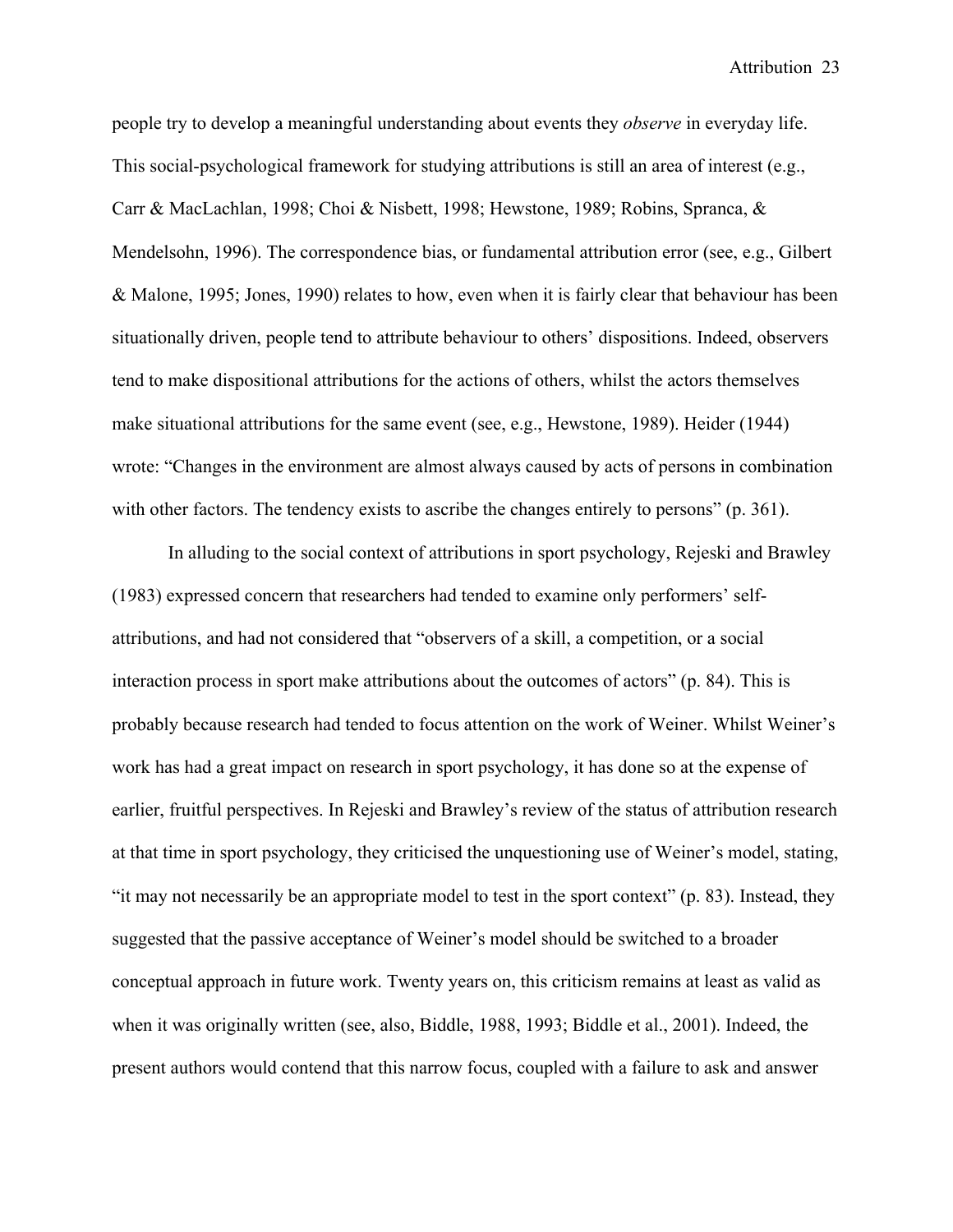people try to develop a meaningful understanding about events they *observe* in everyday life. This social-psychological framework for studying attributions is still an area of interest (e.g., Carr & MacLachlan, 1998; Choi & Nisbett, 1998; Hewstone, 1989; Robins, Spranca, & Mendelsohn, 1996). The correspondence bias, or fundamental attribution error (see, e.g., Gilbert & Malone, 1995; Jones, 1990) relates to how, even when it is fairly clear that behaviour has been situationally driven, people tend to attribute behaviour to others' dispositions. Indeed, observers tend to make dispositional attributions for the actions of others, whilst the actors themselves make situational attributions for the same event (see, e.g., Hewstone, 1989). Heider (1944) wrote: "Changes in the environment are almost always caused by acts of persons in combination with other factors. The tendency exists to ascribe the changes entirely to persons" (p. 361).

In alluding to the social context of attributions in sport psychology, Rejeski and Brawley (1983) expressed concern that researchers had tended to examine only performers' self-attributions, and had not considered that "observers of a skill, a competition, or a social interaction process in sport make attributions about the outcomes of actors" (p. 84). This is probably because research had tended to focus attention on the work of Weiner. Whilst Weiner's work has had a great impact on research in sport psychology, it has done so at the expense of earlier, fruitful perspectives. In Rejeski and Brawley's review of the status of attribution research at that time in sport psychology, they criticised the unquestioning use of Weiner's model, stating, "it may not necessarily be an appropriate model to test in the sport context" (p. 83). Instead, they suggested that the passive acceptance of Weiner's model should be switched to a broader conceptual approach in future work. Twenty years on, this criticism remains at least as valid as when it was originally written (see, also, Biddle, 1988, 1993; Biddle et al., 2001). Indeed, the present authors would contend that this narrow focus, coupled with a failure to ask and answer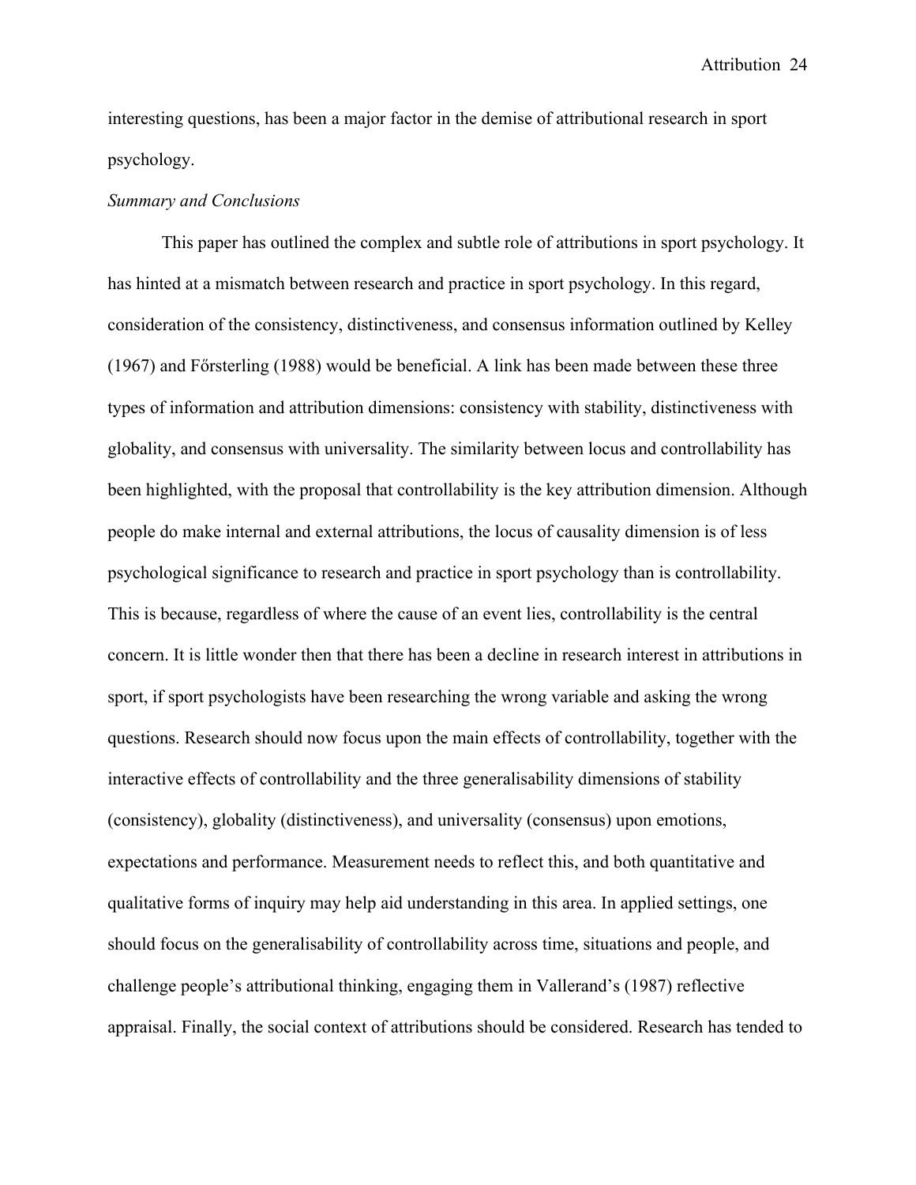interesting questions, has been a major factor in the demise of attributional research in sport psychology.

*Summary and Conclusions*

This paper has outlined the complex and subtle role of attributions in sport psychology. It has hinted at a mismatch between research and practice in sport psychology. In this regard, consideration of the consistency, distinctiveness, and consensus information outlined by Kelley (1967) and Főrsterling (1988) would be beneficial. A link has been made between these three types of information and attribution dimensions: consistency with stability, distinctiveness with globality, and consensus with universality. The similarity between locus and controllability has been highlighted, with the proposal that controllability is the key attribution dimension. Although people do make internal and external attributions, the locus of causality dimension is of less psychological significance to research and practice in sport psychology than is controllability. This is because, regardless of where the cause of an event lies, controllability is the central concern. It is little wonder then that there has been a decline in research interest in attributions in sport, if sport psychologists have been researching the wrong variable and asking the wrong questions. Research should now focus upon the main effects of controllability, together with the interactive effects of controllability and the three generalisability dimensions of stability (consistency), globality (distinctiveness), and universality (consensus) upon emotions, expectations and performance. Measurement needs to reflect this, and both quantitative and qualitative forms of inquiry may help aid understanding in this area. In applied settings, one should focus on the generalisability of controllability across time, situations and people, and challenge people's attributional thinking, engaging them in Vallerand's (1987) reflective appraisal. Finally, the social context of attributions should be considered. Research has tended to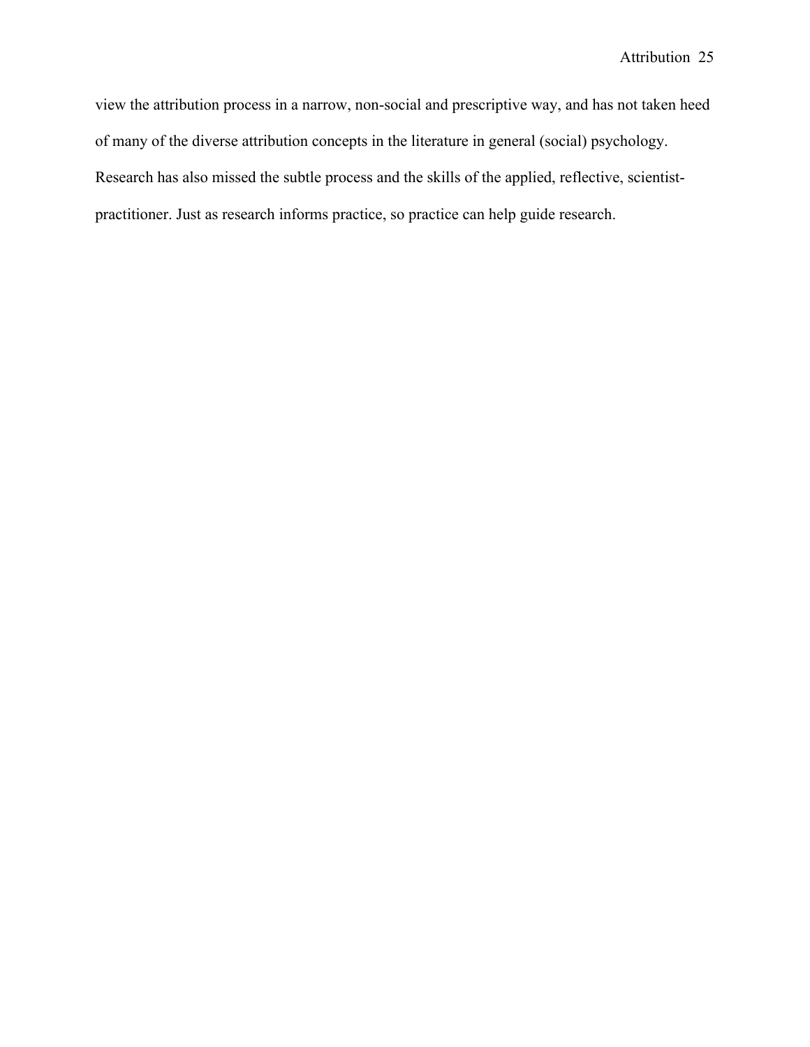view the attribution process in a narrow, non-social and prescriptive way, and has not taken heed of many of the diverse attribution concepts in the literature in general (social) psychology. Research has also missed the subtle process and the skills of the applied, reflective, scientist-practitioner. Just as research informs practice, so practice can help guide research.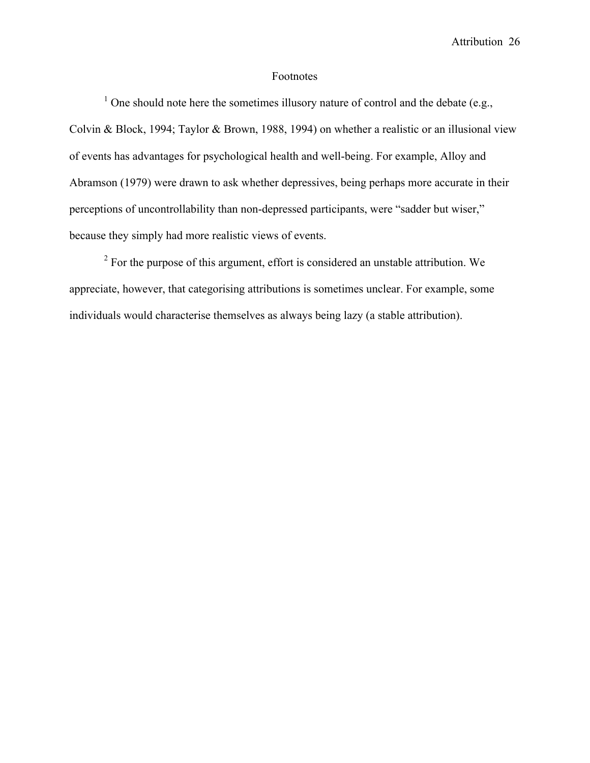# Footnotes

[1] One should note here the sometimes illusory nature of control and the debate (e.g., Colvin & Block, 1994; Taylor & Brown, 1988, 1994) on whether a realistic or an illusional view of events has advantages for psychological health and well-being. For example, Alloy and Abramson (1979) were drawn to ask whether depressives, being perhaps more accurate in their perceptions of uncontrollability than non-depressed participants, were "sadder but wiser," because they simply had more realistic views of events.

[2] For the purpose of this argument, effort is considered an unstable attribution. We appreciate, however, that categorising attributions is sometimes unclear. For example, some individuals would characterise themselves as always being lazy (a stable attribution).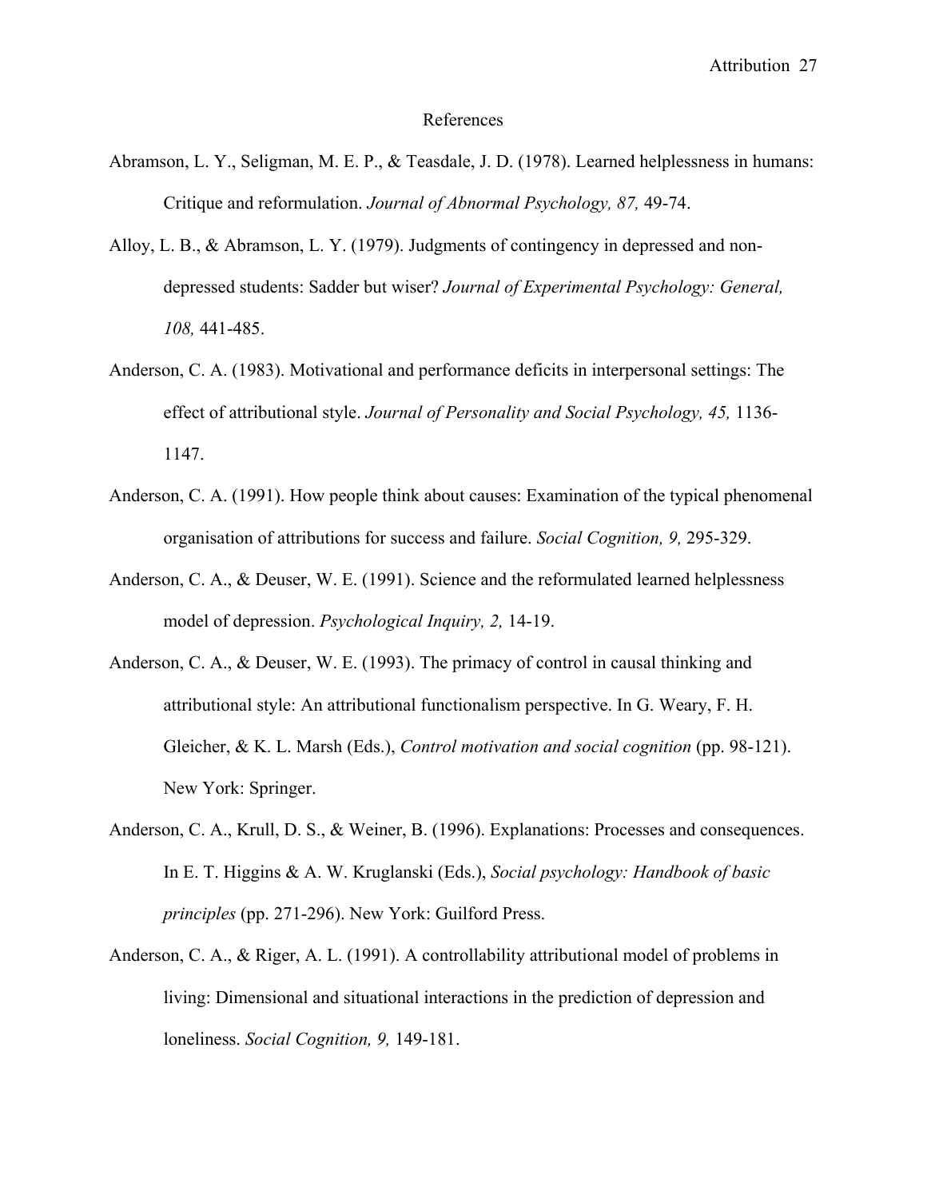# References

Abramson, L. Y., Seligman, M. E. P., & Teasdale, J. D. (1978). Learned helplessness in humans: Critique and reformulation. *Journal of Abnormal Psychology, 87,* 49-74.

Alloy, L. B., & Abramson, L. Y. (1979). Judgments of contingency in depressed and non-depressed students: Sadder but wiser? *Journal of Experimental Psychology: General, 108,* 441-485.

Anderson, C. A. (1983). Motivational and performance deficits in interpersonal settings: The effect of attributional style. *Journal of Personality and Social Psychology, 45,* 1136-1147.

Anderson, C. A. (1991). How people think about causes: Examination of the typical phenomenal organisation of attributions for success and failure. *Social Cognition, 9,* 295-329.

Anderson, C. A., & Deuser, W. E. (1991). Science and the reformulated learned helplessness model of depression. *Psychological Inquiry, 2,* 14-19.

Anderson, C. A., & Deuser, W. E. (1993). The primacy of control in causal thinking and attributional style: An attributional functionalism perspective. In G. Weary, F. H. Gleicher, & K. L. Marsh (Eds.), *Control motivation and social cognition* (pp. 98-121). New York: Springer.

Anderson, C. A., Krull, D. S., & Weiner, B. (1996). Explanations: Processes and consequences. In E. T. Higgins & A. W. Kruglanski (Eds.), *Social psychology: Handbook of basic principles* (pp. 271-296). New York: Guilford Press.

Anderson, C. A., & Riger, A. L. (1991). A controllability attributional model of problems in living: Dimensional and situational interactions in the prediction of depression and loneliness. *Social Cognition, 9,* 149-181.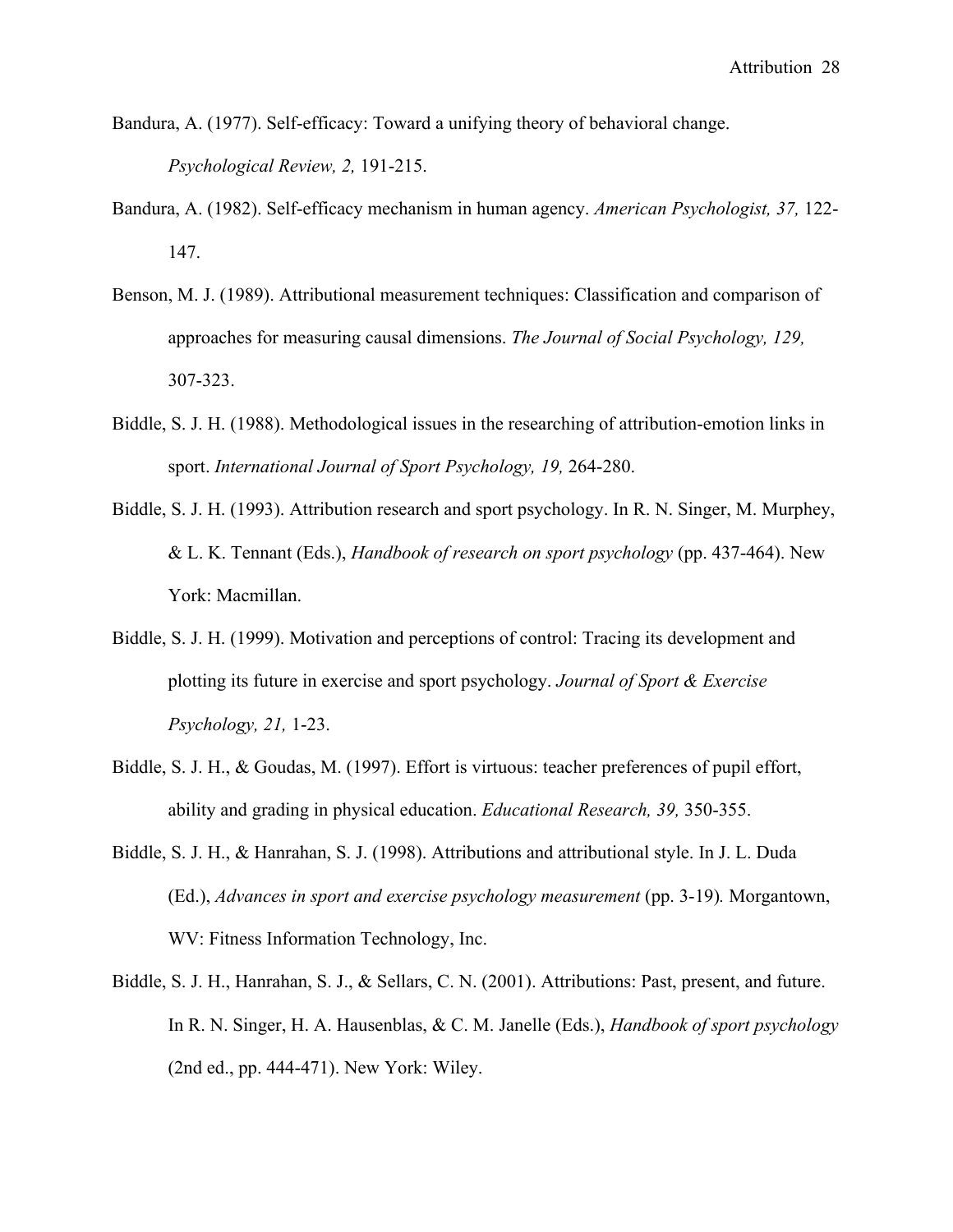Bandura, A. (1977). Self-efficacy: Toward a unifying theory of behavioral change. *Psychological Review, 2,* 191-215.

Bandura, A. (1982). Self-efficacy mechanism in human agency. *American Psychologist, 37,* 122-147.

Benson, M. J. (1989). Attributional measurement techniques: Classification and comparison of approaches for measuring causal dimensions. *The Journal of Social Psychology, 129,* 307-323.

Biddle, S. J. H. (1988). Methodological issues in the researching of attribution-emotion links in sport. *International Journal of Sport Psychology, 19,* 264-280.

Biddle, S. J. H. (1993). Attribution research and sport psychology. In R. N. Singer, M. Murphey, & L. K. Tennant (Eds.), *Handbook of research on sport psychology* (pp. 437-464). New York: Macmillan.

Biddle, S. J. H. (1999). Motivation and perceptions of control: Tracing its development and plotting its future in exercise and sport psychology. *Journal of Sport & Exercise Psychology, 21,* 1-23.

Biddle, S. J. H., & Goudas, M. (1997). Effort is virtuous: teacher preferences of pupil effort, ability and grading in physical education. *Educational Research, 39,* 350-355.

Biddle, S. J. H., & Hanrahan, S. J. (1998). Attributions and attributional style. In J. L. Duda (Ed.), *Advances in sport and exercise psychology measurement* (pp. 3-19). Morgantown, WV: Fitness Information Technology, Inc.

Biddle, S. J. H., Hanrahan, S. J., & Sellars, C. N. (2001). Attributions: Past, present, and future. In R. N. Singer, H. A. Hausenblas, & C. M. Janelle (Eds.), *Handbook of sport psychology* (2nd ed., pp. 444-471). New York: Wiley.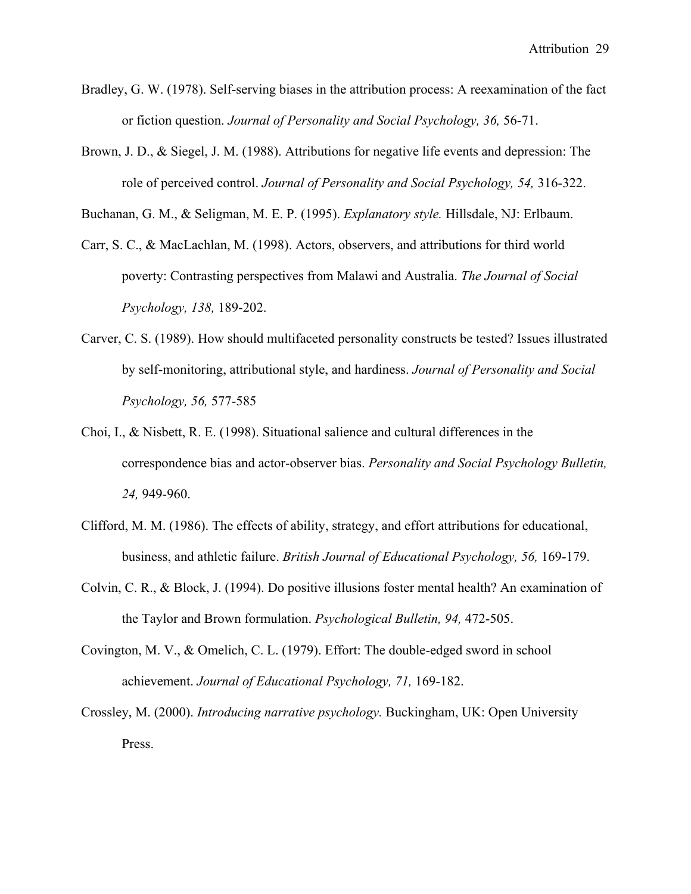Bradley, G. W. (1978). Self-serving biases in the attribution process: A reexamination of the fact or fiction question. *Journal of Personality and Social Psychology, 36,* 56-71.

Brown, J. D., & Siegel, J. M. (1988). Attributions for negative life events and depression: The role of perceived control. *Journal of Personality and Social Psychology, 54,* 316-322.

Buchanan, G. M., & Seligman, M. E. P. (1995). *Explanatory style.* Hillsdale, NJ: Erlbaum.

Carr, S. C., & MacLachlan, M. (1998). Actors, observers, and attributions for third world poverty: Contrasting perspectives from Malawi and Australia. *The Journal of Social Psychology, 138,* 189-202.

Carver, C. S. (1989). How should multifaceted personality constructs be tested? Issues illustrated by self-monitoring, attributional style, and hardiness. *Journal of Personality and Social Psychology, 56,* 577-585

Choi, I., & Nisbett, R. E. (1998). Situational salience and cultural differences in the correspondence bias and actor-observer bias. *Personality and Social Psychology Bulletin, 24,* 949-960.

Clifford, M. M. (1986). The effects of ability, strategy, and effort attributions for educational, business, and athletic failure. *British Journal of Educational Psychology, 56,* 169-179.

Colvin, C. R., & Block, J. (1994). Do positive illusions foster mental health? An examination of the Taylor and Brown formulation. *Psychological Bulletin, 94,* 472-505.

Covington, M. V., & Omelich, C. L. (1979). Effort: The double-edged sword in school achievement. *Journal of Educational Psychology, 71,* 169-182.

Crossley, M. (2000). *Introducing narrative psychology.* Buckingham, UK: Open University Press.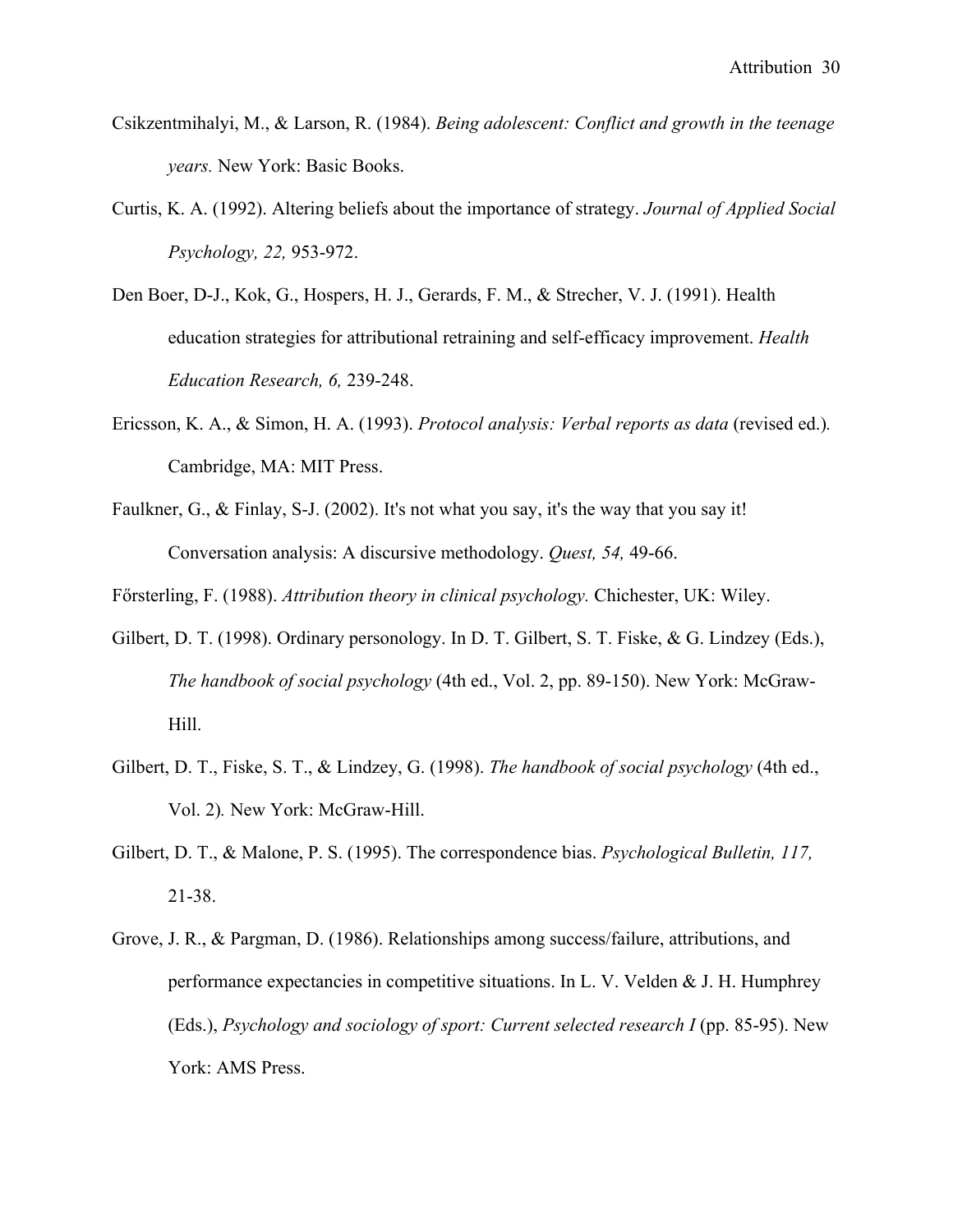Csikzentmihalyi, M., & Larson, R. (1984). *Being adolescent: Conflict and growth in the teenage years.* New York: Basic Books.

Curtis, K. A. (1992). Altering beliefs about the importance of strategy. *Journal of Applied Social Psychology, 22,* 953-972.

Den Boer, D-J., Kok, G., Hospers, H. J., Gerards, F. M., & Strecher, V. J. (1991). Health education strategies for attributional retraining and self-efficacy improvement. *Health Education Research, 6,* 239-248.

Ericsson, K. A., & Simon, H. A. (1993). *Protocol analysis: Verbal reports as data* (revised ed.)*.* Cambridge, MA: MIT Press.

Faulkner, G., & Finlay, S-J. (2002). It's not what you say, it's the way that you say it! Conversation analysis: A discursive methodology. *Quest, 54,* 49-66.

Főrsterling, F. (1988). *Attribution theory in clinical psychology.* Chichester, UK: Wiley.

Gilbert, D. T. (1998). Ordinary personology. In D. T. Gilbert, S. T. Fiske, & G. Lindzey (Eds.), *The handbook of social psychology* (4th ed., Vol. 2, pp. 89-150). New York: McGraw-Hill.

Gilbert, D. T., Fiske, S. T., & Lindzey, G. (1998). *The handbook of social psychology* (4th ed., Vol. 2)*.* New York: McGraw-Hill.

Gilbert, D. T., & Malone, P. S. (1995). The correspondence bias. *Psychological Bulletin, 117,* 21-38.

Grove, J. R., & Pargman, D. (1986). Relationships among success/failure, attributions, and performance expectancies in competitive situations. In L. V. Velden & J. H. Humphrey (Eds.), *Psychology and sociology of sport: Current selected research I* (pp. 85-95). New York: AMS Press.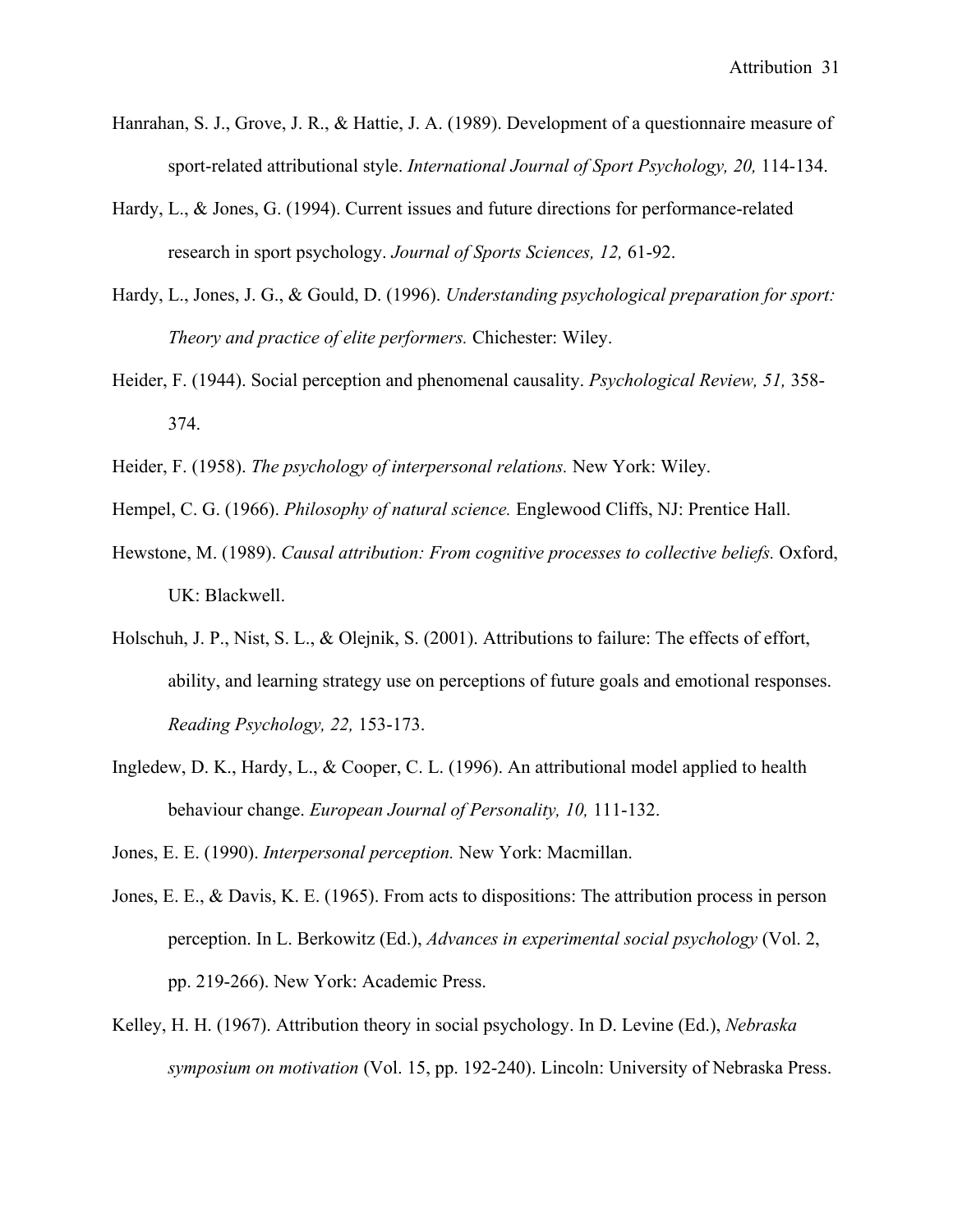Hanrahan, S. J., Grove, J. R., & Hattie, J. A. (1989). Development of a questionnaire measure of sport-related attributional style. *International Journal of Sport Psychology, 20,* 114-134.

Hardy, L., & Jones, G. (1994). Current issues and future directions for performance-related research in sport psychology. *Journal of Sports Sciences, 12,* 61-92.

Hardy, L., Jones, J. G., & Gould, D. (1996). *Understanding psychological preparation for sport: Theory and practice of elite performers.* Chichester: Wiley.

Heider, F. (1944). Social perception and phenomenal causality. *Psychological Review, 51,* 358-374.

Heider, F. (1958). *The psychology of interpersonal relations.* New York: Wiley.

Hempel, C. G. (1966). *Philosophy of natural science.* Englewood Cliffs, NJ: Prentice Hall.

Hewstone, M. (1989). *Causal attribution: From cognitive processes to collective beliefs.* Oxford, UK: Blackwell.

Holschuh, J. P., Nist, S. L., & Olejnik, S. (2001). Attributions to failure: The effects of effort, ability, and learning strategy use on perceptions of future goals and emotional responses. *Reading Psychology, 22,* 153-173.

Ingledew, D. K., Hardy, L., & Cooper, C. L. (1996). An attributional model applied to health behaviour change. *European Journal of Personality, 10,* 111-132.

Jones, E. E. (1990). *Interpersonal perception.* New York: Macmillan.

Jones, E. E., & Davis, K. E. (1965). From acts to dispositions: The attribution process in person perception. In L. Berkowitz (Ed.), *Advances in experimental social psychology* (Vol. 2, pp. 219-266). New York: Academic Press.

Kelley, H. H. (1967). Attribution theory in social psychology. In D. Levine (Ed.), *Nebraska symposium on motivation* (Vol. 15, pp. 192-240). Lincoln: University of Nebraska Press.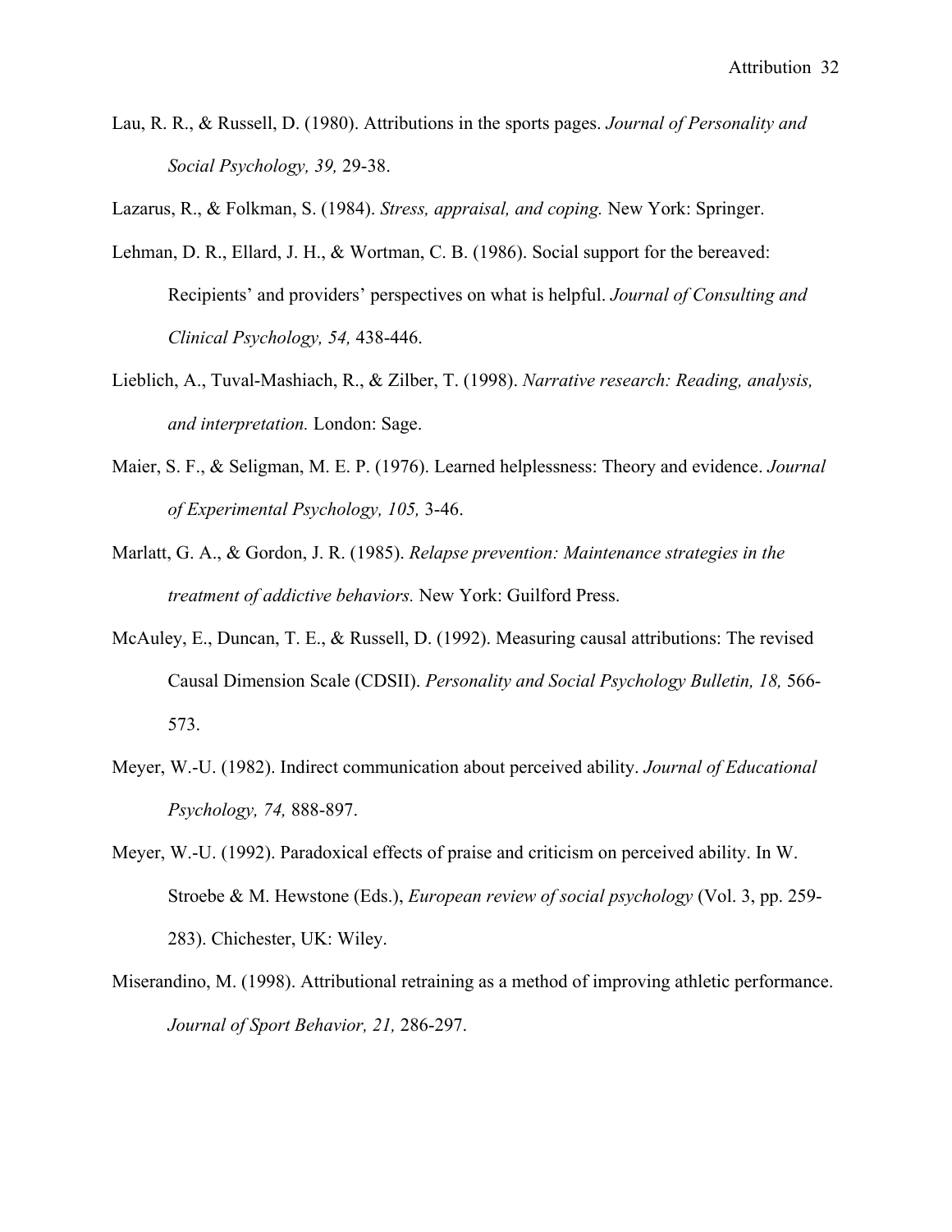Lau, R. R., & Russell, D. (1980). Attributions in the sports pages. *Journal of Personality and Social Psychology, 39,* 29-38.

Lazarus, R., & Folkman, S. (1984). *Stress, appraisal, and coping.* New York: Springer.

Lehman, D. R., Ellard, J. H., & Wortman, C. B. (1986). Social support for the bereaved: Recipients' and providers' perspectives on what is helpful. *Journal of Consulting and Clinical Psychology, 54,* 438-446.

Lieblich, A., Tuval-Mashiach, R., & Zilber, T. (1998). *Narrative research: Reading, analysis, and interpretation.* London: Sage.

Maier, S. F., & Seligman, M. E. P. (1976). Learned helplessness: Theory and evidence. *Journal of Experimental Psychology, 105,* 3-46.

Marlatt, G. A., & Gordon, J. R. (1985). *Relapse prevention: Maintenance strategies in the treatment of addictive behaviors.* New York: Guilford Press.

McAuley, E., Duncan, T. E., & Russell, D. (1992). Measuring causal attributions: The revised Causal Dimension Scale (CDSII). *Personality and Social Psychology Bulletin, 18,* 566-573.

Meyer, W.-U. (1982). Indirect communication about perceived ability. *Journal of Educational Psychology, 74,* 888-897.

Meyer, W.-U. (1992). Paradoxical effects of praise and criticism on perceived ability. In W. Stroebe & M. Hewstone (Eds.), *European review of social psychology* (Vol. 3, pp. 259-283). Chichester, UK: Wiley.

Miserandino, M. (1998). Attributional retraining as a method of improving athletic performance. *Journal of Sport Behavior, 21,* 286-297.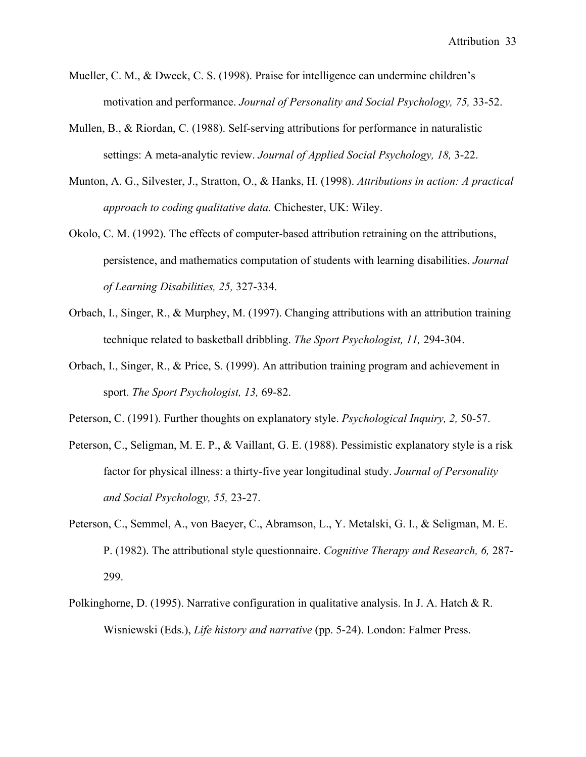Mueller, C. M., & Dweck, C. S. (1998). Praise for intelligence can undermine children's motivation and performance. *Journal of Personality and Social Psychology, 75,* 33-52.

Mullen, B., & Riordan, C. (1988). Self-serving attributions for performance in naturalistic settings: A meta-analytic review. *Journal of Applied Social Psychology, 18,* 3-22.

Munton, A. G., Silvester, J., Stratton, O., & Hanks, H. (1998). *Attributions in action: A practical approach to coding qualitative data.* Chichester, UK: Wiley.

Okolo, C. M. (1992). The effects of computer-based attribution retraining on the attributions, persistence, and mathematics computation of students with learning disabilities. *Journal of Learning Disabilities, 25,* 327-334.

Orbach, I., Singer, R., & Murphey, M. (1997). Changing attributions with an attribution training technique related to basketball dribbling. *The Sport Psychologist, 11,* 294-304.

Orbach, I., Singer, R., & Price, S. (1999). An attribution training program and achievement in sport. *The Sport Psychologist, 13,* 69-82.

Peterson, C. (1991). Further thoughts on explanatory style. *Psychological Inquiry, 2,* 50-57.

Peterson, C., Seligman, M. E. P., & Vaillant, G. E. (1988). Pessimistic explanatory style is a risk factor for physical illness: a thirty-five year longitudinal study. *Journal of Personality and Social Psychology, 55,* 23-27.

Peterson, C., Semmel, A., von Baeyer, C., Abramson, L., Y. Metalski, G. I., & Seligman, M. E. P. (1982). The attributional style questionnaire. *Cognitive Therapy and Research, 6,* 287-299.

Polkinghorne, D. (1995). Narrative configuration in qualitative analysis. In J. A. Hatch & R. Wisniewski (Eds.), *Life history and narrative* (pp. 5-24). London: Falmer Press.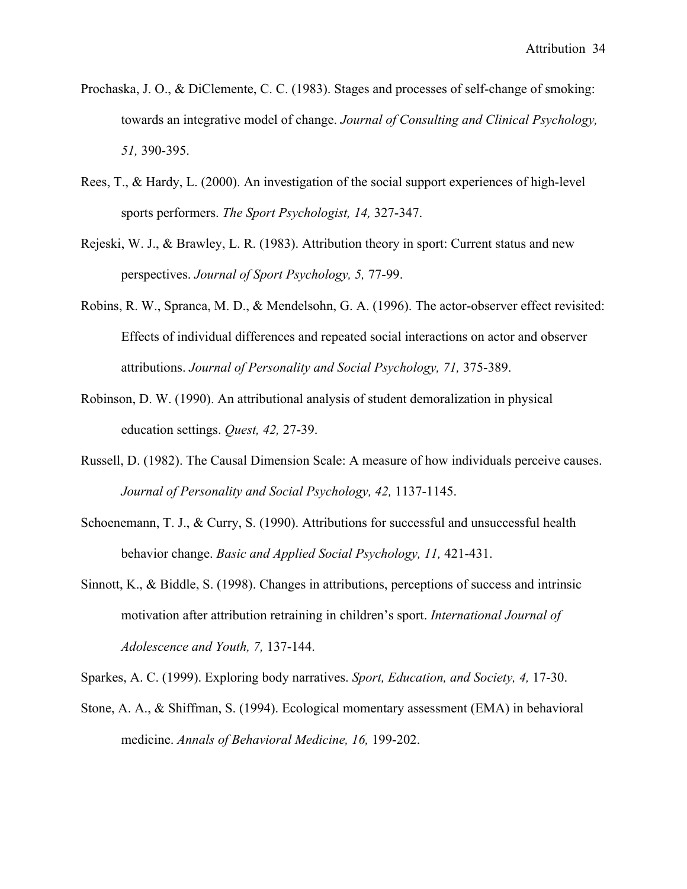Prochaska, J. O., & DiClemente, C. C. (1983). Stages and processes of self-change of smoking: towards an integrative model of change. *Journal of Consulting and Clinical Psychology, 51,* 390-395.

Rees, T., & Hardy, L. (2000). An investigation of the social support experiences of high-level sports performers. *The Sport Psychologist, 14,* 327-347.

Rejeski, W. J., & Brawley, L. R. (1983). Attribution theory in sport: Current status and new perspectives. *Journal of Sport Psychology, 5,* 77-99.

Robins, R. W., Spranca, M. D., & Mendelsohn, G. A. (1996). The actor-observer effect revisited: Effects of individual differences and repeated social interactions on actor and observer attributions. *Journal of Personality and Social Psychology, 71,* 375-389.

Robinson, D. W. (1990). An attributional analysis of student demoralization in physical education settings. *Quest, 42,* 27-39.

Russell, D. (1982). The Causal Dimension Scale: A measure of how individuals perceive causes. *Journal of Personality and Social Psychology, 42,* 1137-1145.

Schoenemann, T. J., & Curry, S. (1990). Attributions for successful and unsuccessful health behavior change. *Basic and Applied Social Psychology, 11,* 421-431.

Sinnott, K., & Biddle, S. (1998). Changes in attributions, perceptions of success and intrinsic motivation after attribution retraining in children's sport. *International Journal of Adolescence and Youth, 7,* 137-144.

Sparkes, A. C. (1999). Exploring body narratives. *Sport, Education, and Society, 4,* 17-30.

Stone, A. A., & Shiffman, S. (1994). Ecological momentary assessment (EMA) in behavioral medicine. *Annals of Behavioral Medicine, 16,* 199-202.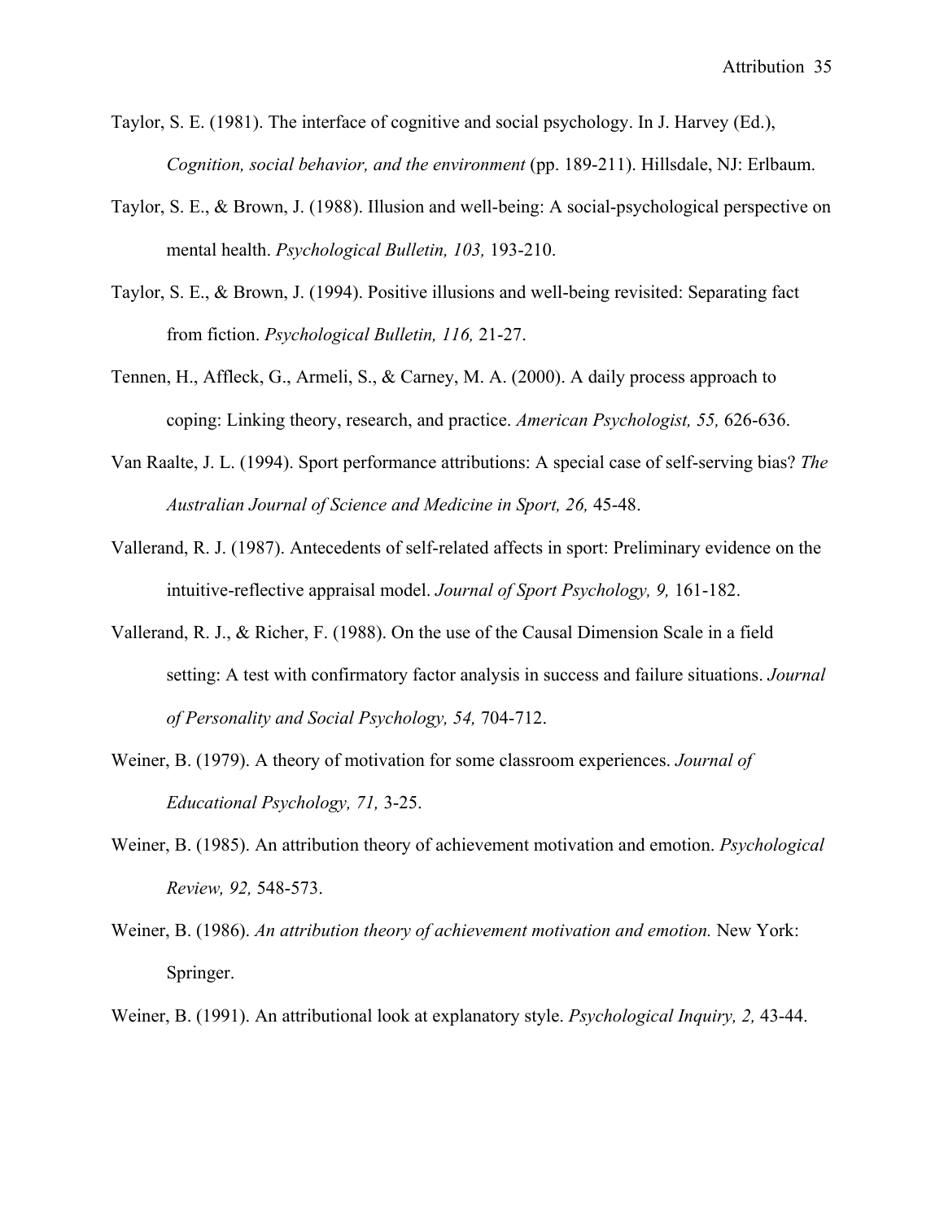Taylor, S. E. (1981). The interface of cognitive and social psychology. In J. Harvey (Ed.), *Cognition, social behavior, and the environment* (pp. 189-211). Hillsdale, NJ: Erlbaum.

Taylor, S. E., & Brown, J. (1988). Illusion and well-being: A social-psychological perspective on mental health. *Psychological Bulletin, 103,* 193-210.

Taylor, S. E., & Brown, J. (1994). Positive illusions and well-being revisited: Separating fact from fiction. *Psychological Bulletin, 116,* 21-27.

Tennen, H., Affleck, G., Armeli, S., & Carney, M. A. (2000). A daily process approach to coping: Linking theory, research, and practice. *American Psychologist, 55,* 626-636.

Van Raalte, J. L. (1994). Sport performance attributions: A special case of self-serving bias? *The Australian Journal of Science and Medicine in Sport, 26,* 45-48.

Vallerand, R. J. (1987). Antecedents of self-related affects in sport: Preliminary evidence on the intuitive-reflective appraisal model. *Journal of Sport Psychology, 9,* 161-182.

Vallerand, R. J., & Richer, F. (1988). On the use of the Causal Dimension Scale in a field setting: A test with confirmatory factor analysis in success and failure situations. *Journal of Personality and Social Psychology, 54,* 704-712.

Weiner, B. (1979). A theory of motivation for some classroom experiences. *Journal of Educational Psychology, 71,* 3-25.

Weiner, B. (1985). An attribution theory of achievement motivation and emotion. *Psychological Review, 92,* 548-573.

Weiner, B. (1986). *An attribution theory of achievement motivation and emotion.* New York: Springer.

Weiner, B. (1991). An attributional look at explanatory style. *Psychological Inquiry, 2,* 43-44.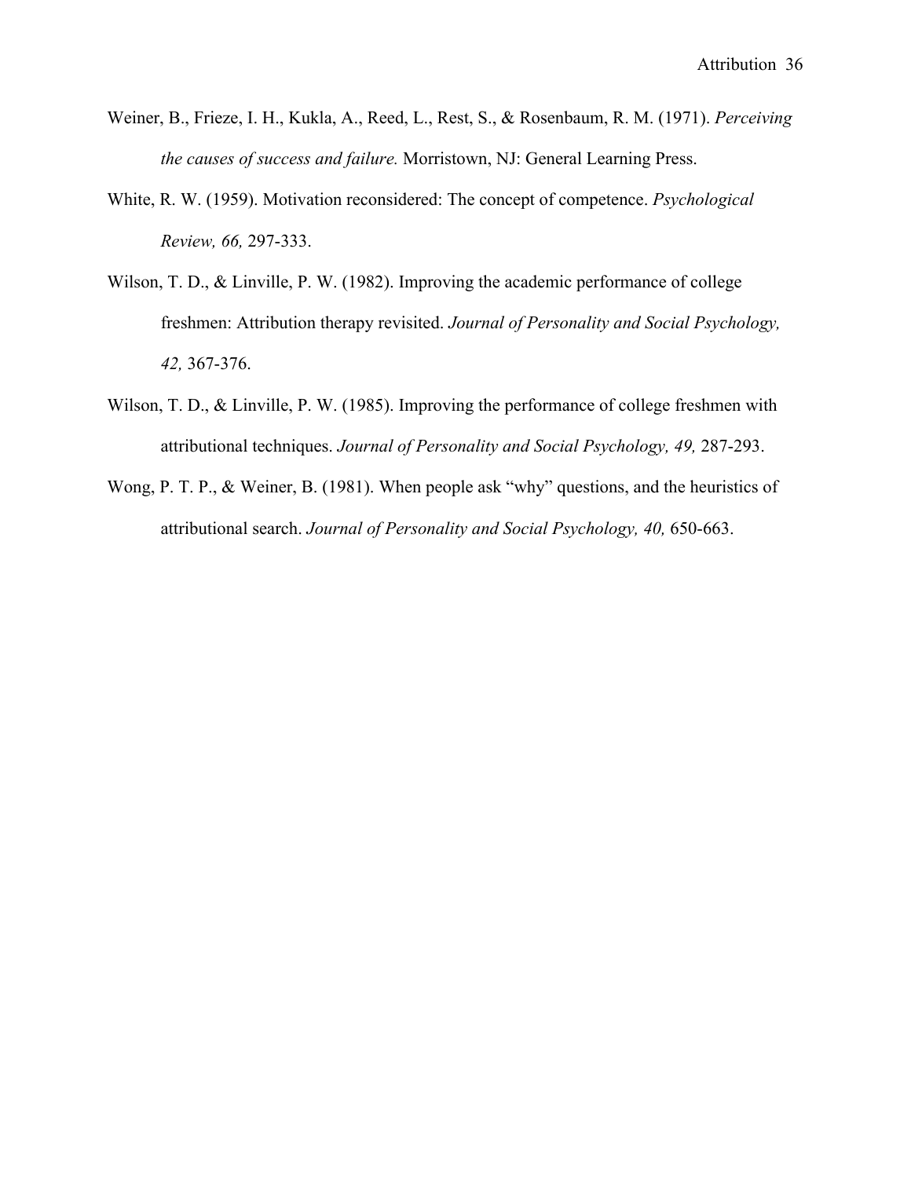Weiner, B., Frieze, I. H., Kukla, A., Reed, L., Rest, S., & Rosenbaum, R. M. (1971). *Perceiving the causes of success and failure.* Morristown, NJ: General Learning Press.

White, R. W. (1959). Motivation reconsidered: The concept of competence. *Psychological Review, 66,* 297-333.

Wilson, T. D., & Linville, P. W. (1982). Improving the academic performance of college freshmen: Attribution therapy revisited. *Journal of Personality and Social Psychology, 42,* 367-376.

Wilson, T. D., & Linville, P. W. (1985). Improving the performance of college freshmen with attributional techniques. *Journal of Personality and Social Psychology, 49,* 287-293.

Wong, P. T. P., & Weiner, B. (1981). When people ask "why" questions, and the heuristics of attributional search. *Journal of Personality and Social Psychology, 40,* 650-663.